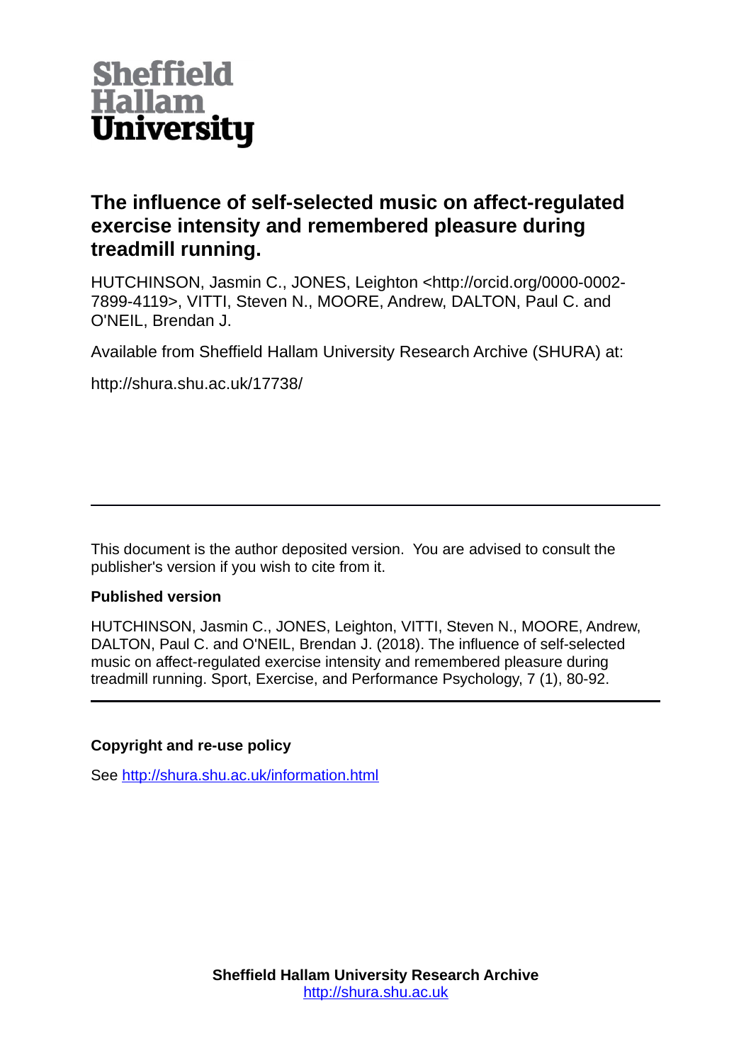# The influence of self-selected music on affect-regulated exercise intensity and remembered pleasure during treadmill running.

HUTCHINSON, Jasmin C., JONES, Leighton <http://orcid.org/0000-0002-7899-4119>, VITTI, Steven N., MOORE, Andrew, DALTON, Paul C. and O'NEIL, Brendan J.

Available from Sheffield Hallam University Research Archive (SHURA) at:

http://shura.shu.ac.uk/17738/

---

This document is the author deposited version. You are advised to consult the publisher's version if you wish to cite from it.

### Published version

HUTCHINSON, Jasmin C., JONES, Leighton, VITTI, Steven N., MOORE, Andrew, DALTON, Paul C. and O'NEIL, Brendan J. (2018). The influence of self-selected music on affect-regulated exercise intensity and remembered pleasure during treadmill running. Sport, Exercise, and Performance Psychology, 7 (1), 80-92.

---

### Copyright and re-use policy

See http://shura.shu.ac.uk/information.html

**Sheffield Hallam University Research Archive**
http://shura.shu.ac.uk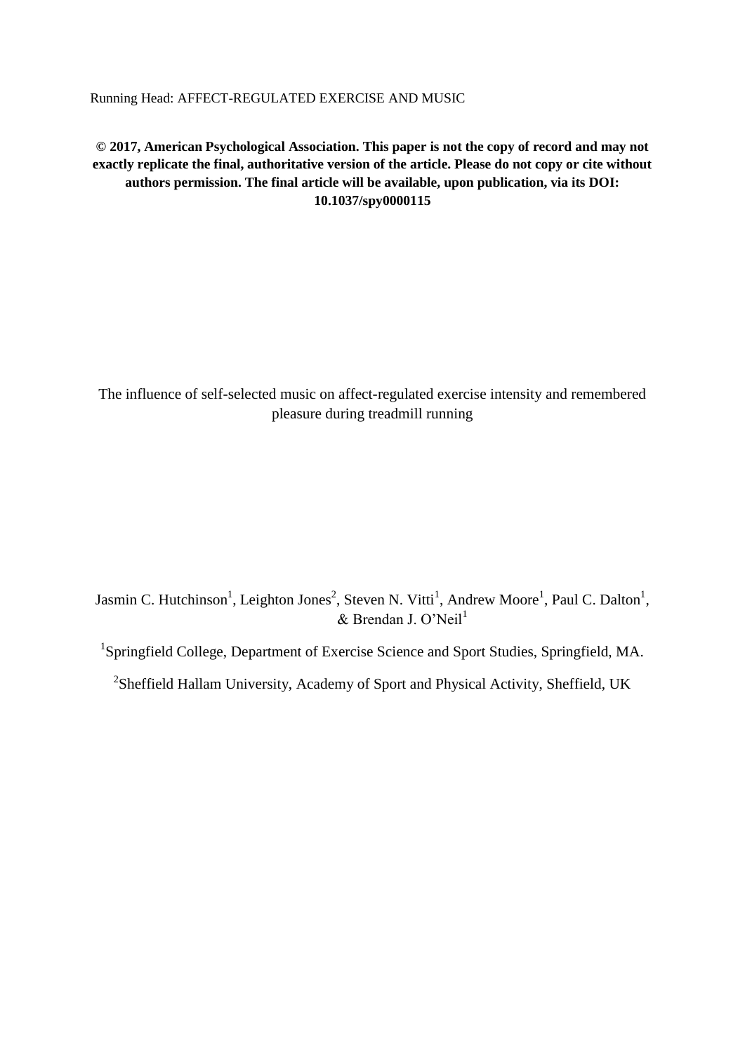**© 2017, American Psychological Association. This paper is not the copy of record and may not exactly replicate the final, authoritative version of the article. Please do not copy or cite without authors permission. The final article will be available, upon publication, via its DOI: 10.1037/spy0000115**

# The influence of self-selected music on affect-regulated exercise intensity and remembered pleasure during treadmill running

Jasmin C. Hutchinson[1], Leighton Jones[2], Steven N. Vitti[1], Andrew Moore[1], Paul C. Dalton[1], & Brendan J. O'Neil[1]

[1]Springfield College, Department of Exercise Science and Sport Studies, Springfield, MA.

[2]Sheffield Hallam University, Academy of Sport and Physical Activity, Sheffield, UK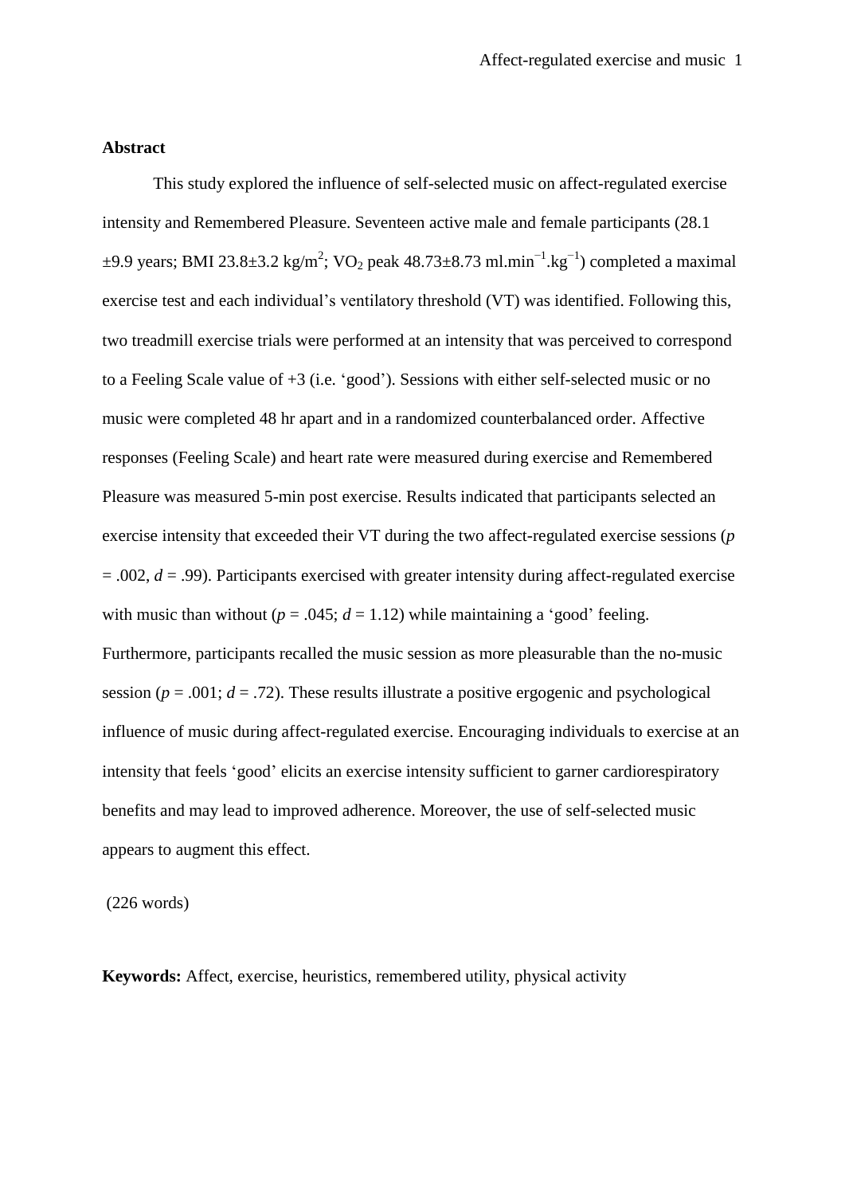**Abstract**

This study explored the influence of self-selected music on affect-regulated exercise intensity and Remembered Pleasure. Seventeen active male and female participants (28.1 ±9.9 years; BMI 23.8±3.2 kg/m$^2$; $VO_2$ peak 48.73±8.73 ml.min$^{-1}$.kg$^{-1}$) completed a maximal exercise test and each individual's ventilatory threshold (VT) was identified. Following this, two treadmill exercise trials were performed at an intensity that was perceived to correspond to a Feeling Scale value of +3 (i.e. 'good'). Sessions with either self-selected music or no music were completed 48 hr apart and in a randomized counterbalanced order. Affective responses (Feeling Scale) and heart rate were measured during exercise and Remembered Pleasure was measured 5-min post exercise. Results indicated that participants selected an exercise intensity that exceeded their VT during the two affect-regulated exercise sessions ($p = .002$, $d = .99$). Participants exercised with greater intensity during affect-regulated exercise with music than without ($p = .045$; $d = 1.12$) while maintaining a 'good' feeling. Furthermore, participants recalled the music session as more pleasurable than the no-music session ($p = .001$; $d = .72$). These results illustrate a positive ergogenic and psychological influence of music during affect-regulated exercise. Encouraging individuals to exercise at an intensity that feels 'good' elicits an exercise intensity sufficient to garner cardiorespiratory benefits and may lead to improved adherence. Moreover, the use of self-selected music appears to augment this effect.

(226 words)

**Keywords:** Affect, exercise, heuristics, remembered utility, physical activity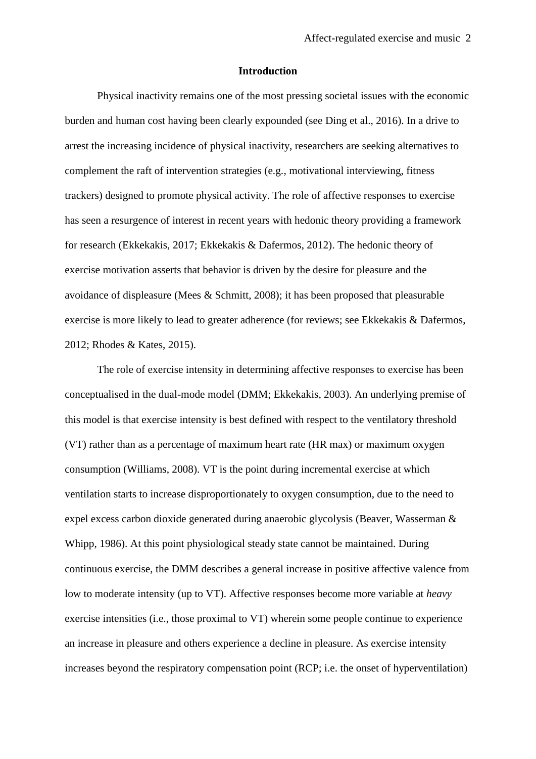## Introduction

Physical inactivity remains one of the most pressing societal issues with the economic burden and human cost having been clearly expounded (see Ding et al., 2016). In a drive to arrest the increasing incidence of physical inactivity, researchers are seeking alternatives to complement the raft of intervention strategies (e.g., motivational interviewing, fitness trackers) designed to promote physical activity. The role of affective responses to exercise has seen a resurgence of interest in recent years with hedonic theory providing a framework for research (Ekkekakis, 2017; Ekkekakis & Dafermos, 2012). The hedonic theory of exercise motivation asserts that behavior is driven by the desire for pleasure and the avoidance of displeasure (Mees & Schmitt, 2008); it has been proposed that pleasurable exercise is more likely to lead to greater adherence (for reviews; see Ekkekakis & Dafermos, 2012; Rhodes & Kates, 2015).

The role of exercise intensity in determining affective responses to exercise has been conceptualised in the dual-mode model (DMM; Ekkekakis, 2003). An underlying premise of this model is that exercise intensity is best defined with respect to the ventilatory threshold (VT) rather than as a percentage of maximum heart rate (HR max) or maximum oxygen consumption (Williams, 2008). VT is the point during incremental exercise at which ventilation starts to increase disproportionately to oxygen consumption, due to the need to expel excess carbon dioxide generated during anaerobic glycolysis (Beaver, Wasserman & Whipp, 1986). At this point physiological steady state cannot be maintained. During continuous exercise, the DMM describes a general increase in positive affective valence from low to moderate intensity (up to VT). Affective responses become more variable at *heavy* exercise intensities (i.e., those proximal to VT) wherein some people continue to experience an increase in pleasure and others experience a decline in pleasure. As exercise intensity increases beyond the respiratory compensation point (RCP; i.e. the onset of hyperventilation)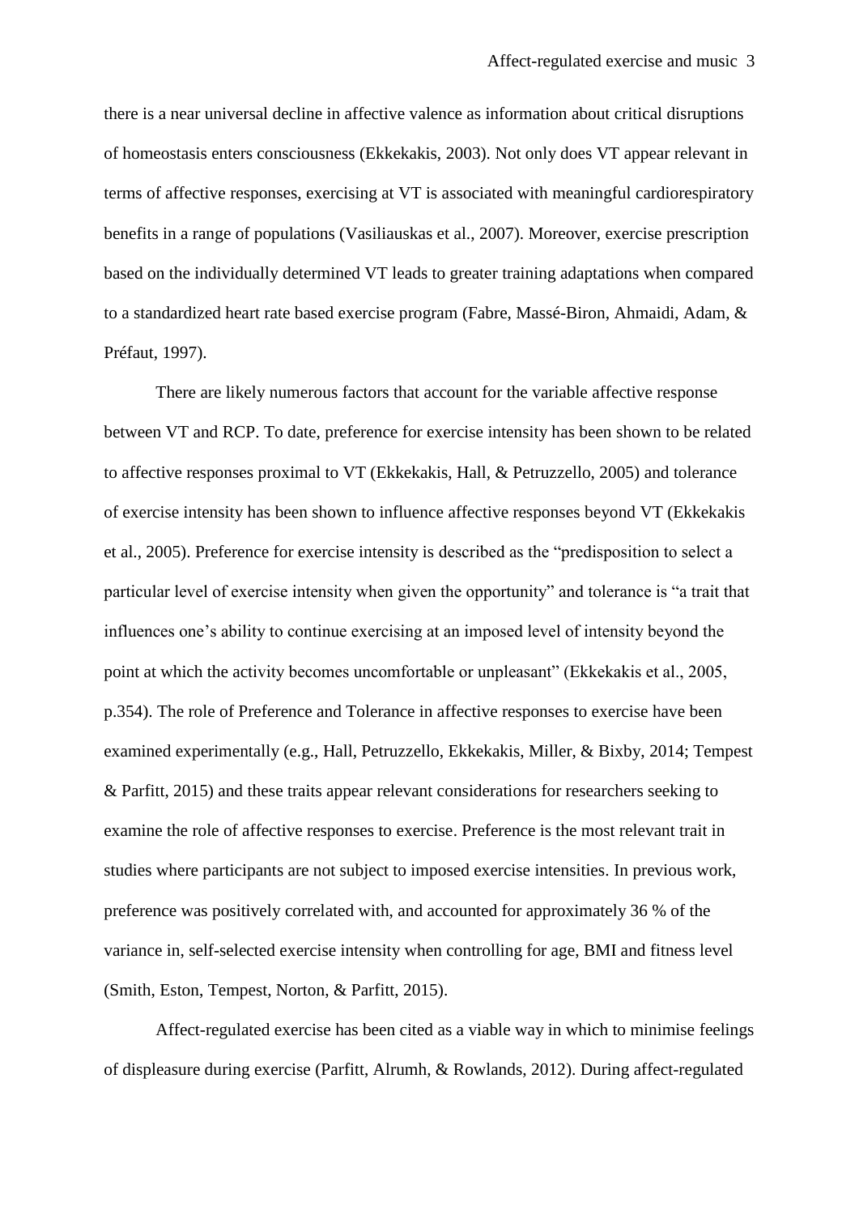there is a near universal decline in affective valence as information about critical disruptions of homeostasis enters consciousness (Ekkekakis, 2003). Not only does VT appear relevant in terms of affective responses, exercising at VT is associated with meaningful cardiorespiratory benefits in a range of populations (Vasiliauskas et al., 2007). Moreover, exercise prescription based on the individually determined VT leads to greater training adaptations when compared to a standardized heart rate based exercise program (Fabre, Massé-Biron, Ahmaidi, Adam, & Préfaut, 1997).

There are likely numerous factors that account for the variable affective response between VT and RCP. To date, preference for exercise intensity has been shown to be related to affective responses proximal to VT (Ekkekakis, Hall, & Petruzzello, 2005) and tolerance of exercise intensity has been shown to influence affective responses beyond VT (Ekkekakis et al., 2005). Preference for exercise intensity is described as the "predisposition to select a particular level of exercise intensity when given the opportunity" and tolerance is "a trait that influences one's ability to continue exercising at an imposed level of intensity beyond the point at which the activity becomes uncomfortable or unpleasant" (Ekkekakis et al., 2005, p.354). The role of Preference and Tolerance in affective responses to exercise have been examined experimentally (e.g., Hall, Petruzzello, Ekkekakis, Miller, & Bixby, 2014; Tempest & Parfitt, 2015) and these traits appear relevant considerations for researchers seeking to examine the role of affective responses to exercise. Preference is the most relevant trait in studies where participants are not subject to imposed exercise intensities. In previous work, preference was positively correlated with, and accounted for approximately 36 % of the variance in, self-selected exercise intensity when controlling for age, BMI and fitness level (Smith, Eston, Tempest, Norton, & Parfitt, 2015).

Affect-regulated exercise has been cited as a viable way in which to minimise feelings of displeasure during exercise (Parfitt, Alrumh, & Rowlands, 2012). During affect-regulated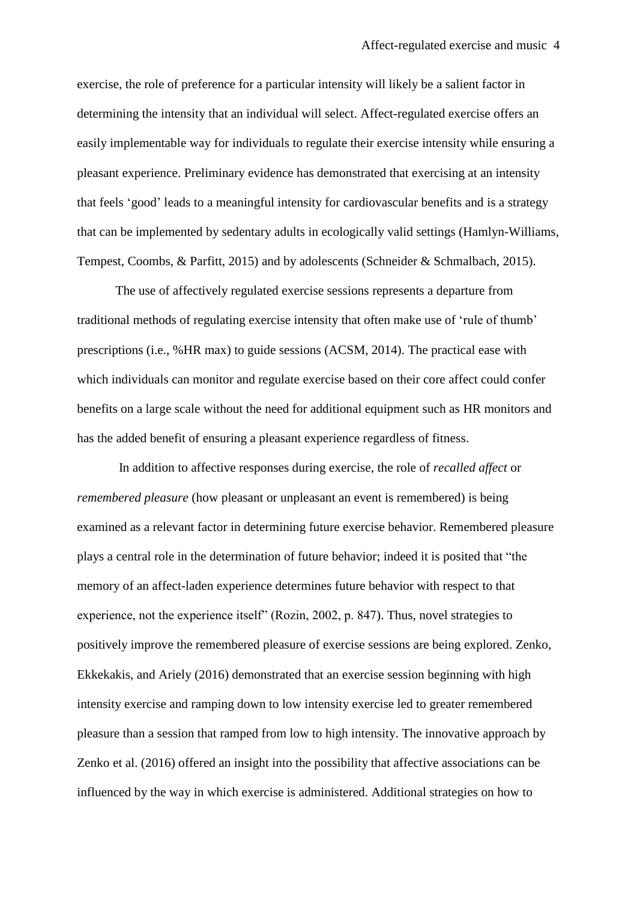exercise, the role of preference for a particular intensity will likely be a salient factor in determining the intensity that an individual will select. Affect-regulated exercise offers an easily implementable way for individuals to regulate their exercise intensity while ensuring a pleasant experience. Preliminary evidence has demonstrated that exercising at an intensity that feels 'good' leads to a meaningful intensity for cardiovascular benefits and is a strategy that can be implemented by sedentary adults in ecologically valid settings (Hamlyn-Williams, Tempest, Coombs, & Parfitt, 2015) and by adolescents (Schneider & Schmalbach, 2015).

The use of affectively regulated exercise sessions represents a departure from traditional methods of regulating exercise intensity that often make use of 'rule of thumb' prescriptions (i.e., %HR max) to guide sessions (ACSM, 2014). The practical ease with which individuals can monitor and regulate exercise based on their core affect could confer benefits on a large scale without the need for additional equipment such as HR monitors and has the added benefit of ensuring a pleasant experience regardless of fitness.

In addition to affective responses during exercise, the role of *recalled affect* or *remembered pleasure* (how pleasant or unpleasant an event is remembered) is being examined as a relevant factor in determining future exercise behavior. Remembered pleasure plays a central role in the determination of future behavior; indeed it is posited that "the memory of an affect-laden experience determines future behavior with respect to that experience, not the experience itself" (Rozin, 2002, p. 847). Thus, novel strategies to positively improve the remembered pleasure of exercise sessions are being explored. Zenko, Ekkekakis, and Ariely (2016) demonstrated that an exercise session beginning with high intensity exercise and ramping down to low intensity exercise led to greater remembered pleasure than a session that ramped from low to high intensity. The innovative approach by Zenko et al. (2016) offered an insight into the possibility that affective associations can be influenced by the way in which exercise is administered. Additional strategies on how to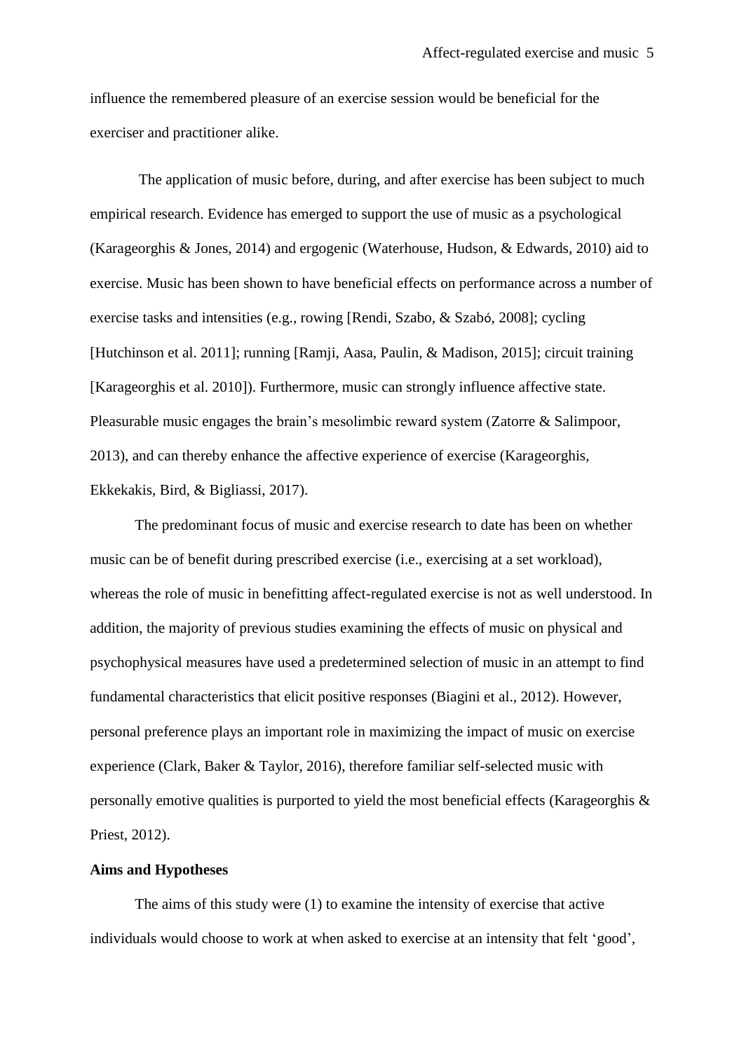influence the remembered pleasure of an exercise session would be beneficial for the exerciser and practitioner alike.

The application of music before, during, and after exercise has been subject to much empirical research. Evidence has emerged to support the use of music as a psychological (Karageorghis & Jones, 2014) and ergogenic (Waterhouse, Hudson, & Edwards, 2010) aid to exercise. Music has been shown to have beneficial effects on performance across a number of exercise tasks and intensities (e.g., rowing [Rendi, Szabo, & Szabó, 2008]; cycling [Hutchinson et al. 2011]; running [Ramji, Aasa, Paulin, & Madison, 2015]; circuit training [Karageorghis et al. 2010]). Furthermore, music can strongly influence affective state. Pleasurable music engages the brain's mesolimbic reward system (Zatorre & Salimpoor, 2013), and can thereby enhance the affective experience of exercise (Karageorghis, Ekkekakis, Bird, & Bigliassi, 2017).

The predominant focus of music and exercise research to date has been on whether music can be of benefit during prescribed exercise (i.e., exercising at a set workload), whereas the role of music in benefitting affect-regulated exercise is not as well understood. In addition, the majority of previous studies examining the effects of music on physical and psychophysical measures have used a predetermined selection of music in an attempt to find fundamental characteristics that elicit positive responses (Biagini et al., 2012). However, personal preference plays an important role in maximizing the impact of music on exercise experience (Clark, Baker & Taylor, 2016), therefore familiar self-selected music with personally emotive qualities is purported to yield the most beneficial effects (Karageorghis & Priest, 2012).

**Aims and Hypotheses**

The aims of this study were (1) to examine the intensity of exercise that active individuals would choose to work at when asked to exercise at an intensity that felt 'good',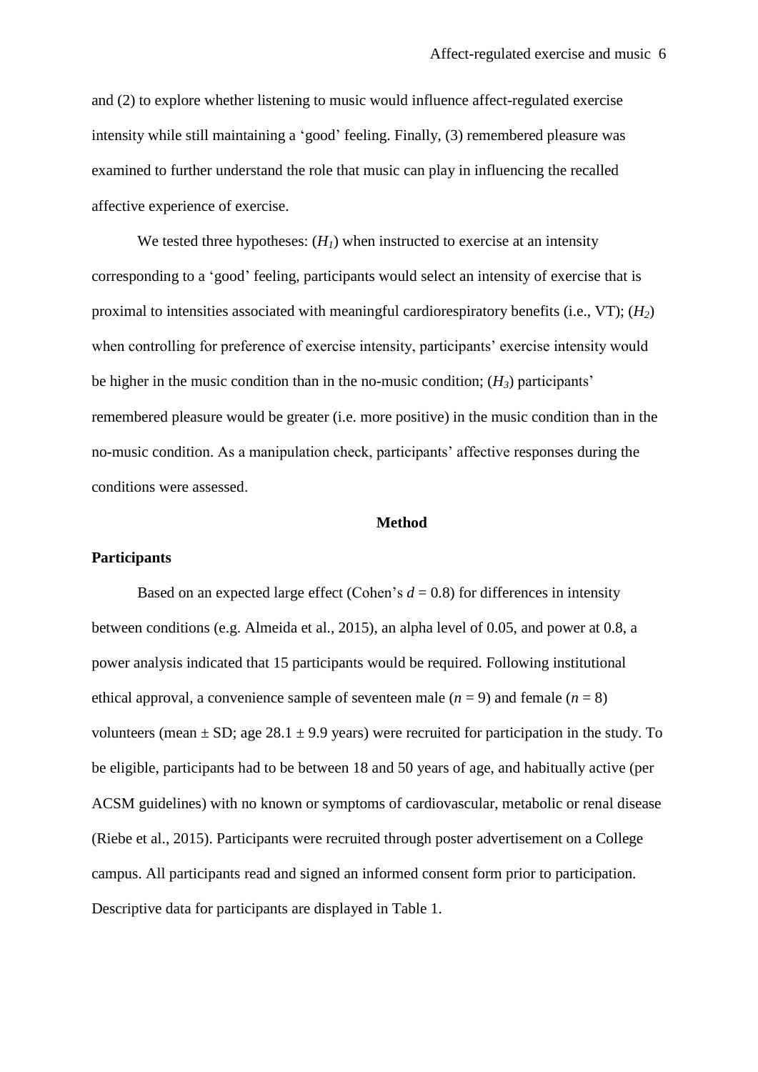and (2) to explore whether listening to music would influence affect-regulated exercise intensity while still maintaining a 'good' feeling. Finally, (3) remembered pleasure was examined to further understand the role that music can play in influencing the recalled affective experience of exercise.

We tested three hypotheses: ($H_1$) when instructed to exercise at an intensity corresponding to a 'good' feeling, participants would select an intensity of exercise that is proximal to intensities associated with meaningful cardiorespiratory benefits (i.e., VT); ($H_2$) when controlling for preference of exercise intensity, participants' exercise intensity would be higher in the music condition than in the no-music condition; ($H_3$) participants' remembered pleasure would be greater (i.e. more positive) in the music condition than in the no-music condition. As a manipulation check, participants' affective responses during the conditions were assessed.

## Method

### Participants

Based on an expected large effect (Cohen's $d = 0.8$) for differences in intensity between conditions (e.g. Almeida et al., 2015), an alpha level of 0.05, and power at 0.8, a power analysis indicated that 15 participants would be required. Following institutional ethical approval, a convenience sample of seventeen male ($n = 9$) and female ($n = 8$) volunteers (mean ± SD; age 28.1 ± 9.9 years) were recruited for participation in the study. To be eligible, participants had to be between 18 and 50 years of age, and habitually active (per ACSM guidelines) with no known or symptoms of cardiovascular, metabolic or renal disease (Riebe et al., 2015). Participants were recruited through poster advertisement on a College campus. All participants read and signed an informed consent form prior to participation. Descriptive data for participants are displayed in Table 1.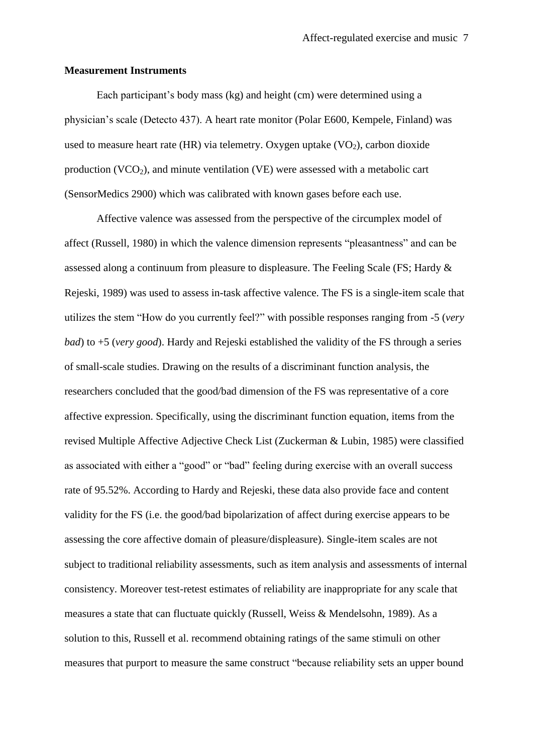**Measurement Instruments**

Each participant's body mass (kg) and height (cm) were determined using a physician's scale (Detecto 437). A heart rate monitor (Polar E600, Kempele, Finland) was used to measure heart rate (HR) via telemetry. Oxygen uptake ($VO_2$), carbon dioxide production ($VCO_2$), and minute ventilation (VE) were assessed with a metabolic cart (SensorMedics 2900) which was calibrated with known gases before each use.

Affective valence was assessed from the perspective of the circumplex model of affect (Russell, 1980) in which the valence dimension represents "pleasantness" and can be assessed along a continuum from pleasure to displeasure. The Feeling Scale (FS; Hardy & Rejeski, 1989) was used to assess in-task affective valence. The FS is a single-item scale that utilizes the stem "How do you currently feel?" with possible responses ranging from -5 (*very bad*) to +5 (*very good*). Hardy and Rejeski established the validity of the FS through a series of small-scale studies. Drawing on the results of a discriminant function analysis, the researchers concluded that the good/bad dimension of the FS was representative of a core affective expression. Specifically, using the discriminant function equation, items from the revised Multiple Affective Adjective Check List (Zuckerman & Lubin, 1985) were classified as associated with either a "good" or "bad" feeling during exercise with an overall success rate of 95.52%. According to Hardy and Rejeski, these data also provide face and content validity for the FS (i.e. the good/bad bipolarization of affect during exercise appears to be assessing the core affective domain of pleasure/displeasure). Single-item scales are not subject to traditional reliability assessments, such as item analysis and assessments of internal consistency. Moreover test-retest estimates of reliability are inappropriate for any scale that measures a state that can fluctuate quickly (Russell, Weiss & Mendelsohn, 1989). As a solution to this, Russell et al. recommend obtaining ratings of the same stimuli on other measures that purport to measure the same construct "because reliability sets an upper bound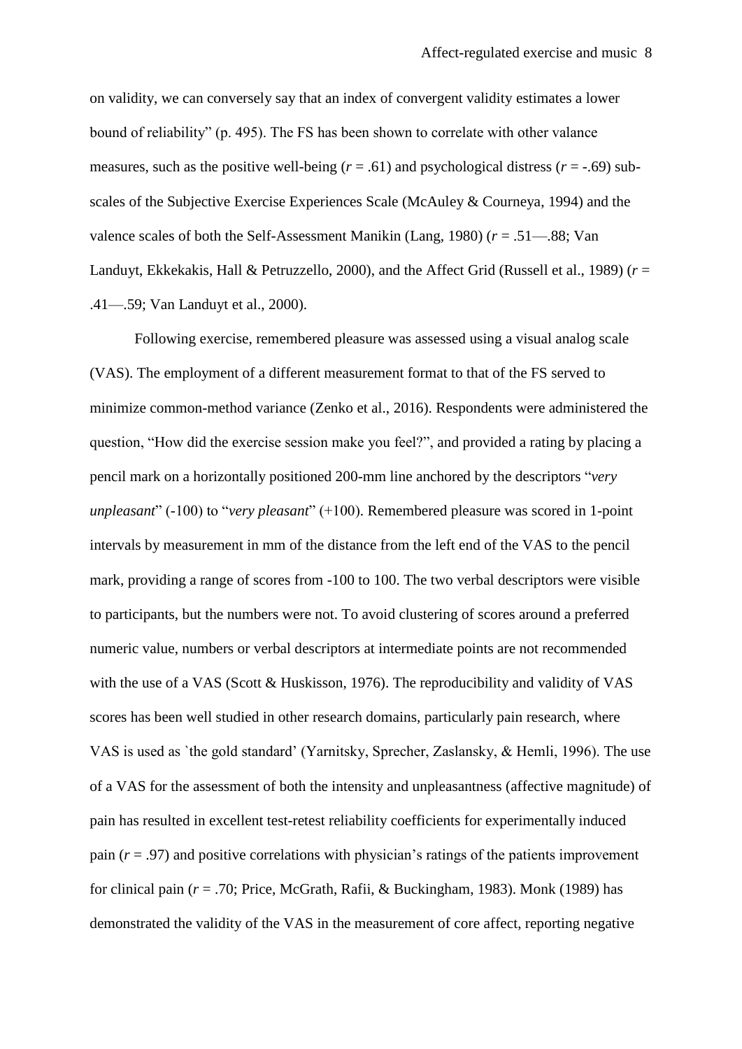on validity, we can conversely say that an index of convergent validity estimates a lower bound of reliability" (p. 495). The FS has been shown to correlate with other valance measures, such as the positive well-being ($r$ = .61) and psychological distress ($r$ = -.69) sub-scales of the Subjective Exercise Experiences Scale (McAuley & Courneya, 1994) and the valence scales of both the Self-Assessment Manikin (Lang, 1980) ($r$ = .51—.88; Van Landuyt, Ekkekakis, Hall & Petruzzello, 2000), and the Affect Grid (Russell et al., 1989) ($r$ = .41—.59; Van Landuyt et al., 2000).

Following exercise, remembered pleasure was assessed using a visual analog scale (VAS). The employment of a different measurement format to that of the FS served to minimize common-method variance (Zenko et al., 2016). Respondents were administered the question, "How did the exercise session make you feel?", and provided a rating by placing a pencil mark on a horizontally positioned 200-mm line anchored by the descriptors "*very unpleasant*" (-100) to "*very pleasant*" (+100). Remembered pleasure was scored in 1-point intervals by measurement in mm of the distance from the left end of the VAS to the pencil mark, providing a range of scores from -100 to 100. The two verbal descriptors were visible to participants, but the numbers were not. To avoid clustering of scores around a preferred numeric value, numbers or verbal descriptors at intermediate points are not recommended with the use of a VAS (Scott & Huskisson, 1976). The reproducibility and validity of VAS scores has been well studied in other research domains, particularly pain research, where VAS is used as `the gold standard' (Yarnitsky, Sprecher, Zaslansky, & Hemli, 1996). The use of a VAS for the assessment of both the intensity and unpleasantness (affective magnitude) of pain has resulted in excellent test-retest reliability coefficients for experimentally induced pain ($r$ = .97) and positive correlations with physician's ratings of the patients improvement for clinical pain ($r$ = .70; Price, McGrath, Rafii, & Buckingham, 1983). Monk (1989) has demonstrated the validity of the VAS in the measurement of core affect, reporting negative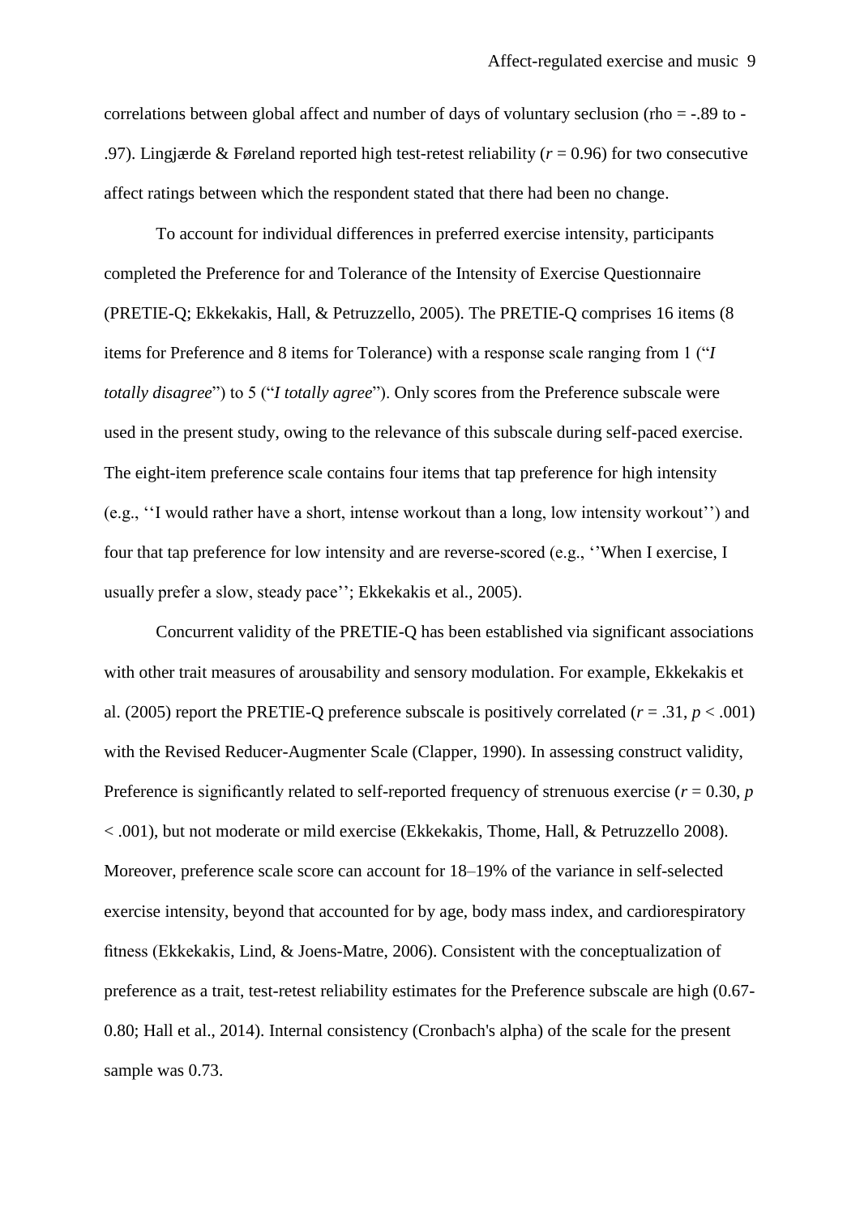correlations between global affect and number of days of voluntary seclusion (rho = -.89 to -.97). Lingjærde & Føreland reported high test-retest reliability ($r$ = 0.96) for two consecutive affect ratings between which the respondent stated that there had been no change.

To account for individual differences in preferred exercise intensity, participants completed the Preference for and Tolerance of the Intensity of Exercise Questionnaire (PRETIE-Q; Ekkekakis, Hall, & Petruzzello, 2005). The PRETIE-Q comprises 16 items (8 items for Preference and 8 items for Tolerance) with a response scale ranging from 1 ("*I totally disagree*") to 5 ("*I totally agree*"). Only scores from the Preference subscale were used in the present study, owing to the relevance of this subscale during self-paced exercise. The eight-item preference scale contains four items that tap preference for high intensity (e.g., ''I would rather have a short, intense workout than a long, low intensity workout'') and four that tap preference for low intensity and are reverse-scored (e.g., ''When I exercise, I usually prefer a slow, steady pace''; Ekkekakis et al., 2005).

Concurrent validity of the PRETIE-Q has been established via significant associations with other trait measures of arousability and sensory modulation. For example, Ekkekakis et al. (2005) report the PRETIE-Q preference subscale is positively correlated ($r$ = .31, $p$ < .001) with the Revised Reducer-Augmenter Scale (Clapper, 1990). In assessing construct validity, Preference is significantly related to self-reported frequency of strenuous exercise ($r$ = 0.30, $p$ < .001), but not moderate or mild exercise (Ekkekakis, Thome, Hall, & Petruzzello 2008). Moreover, preference scale score can account for 18–19% of the variance in self-selected exercise intensity, beyond that accounted for by age, body mass index, and cardiorespiratory fitness (Ekkekakis, Lind, & Joens-Matre, 2006). Consistent with the conceptualization of preference as a trait, test-retest reliability estimates for the Preference subscale are high (0.67-0.80; Hall et al., 2014). Internal consistency (Cronbach's alpha) of the scale for the present sample was 0.73.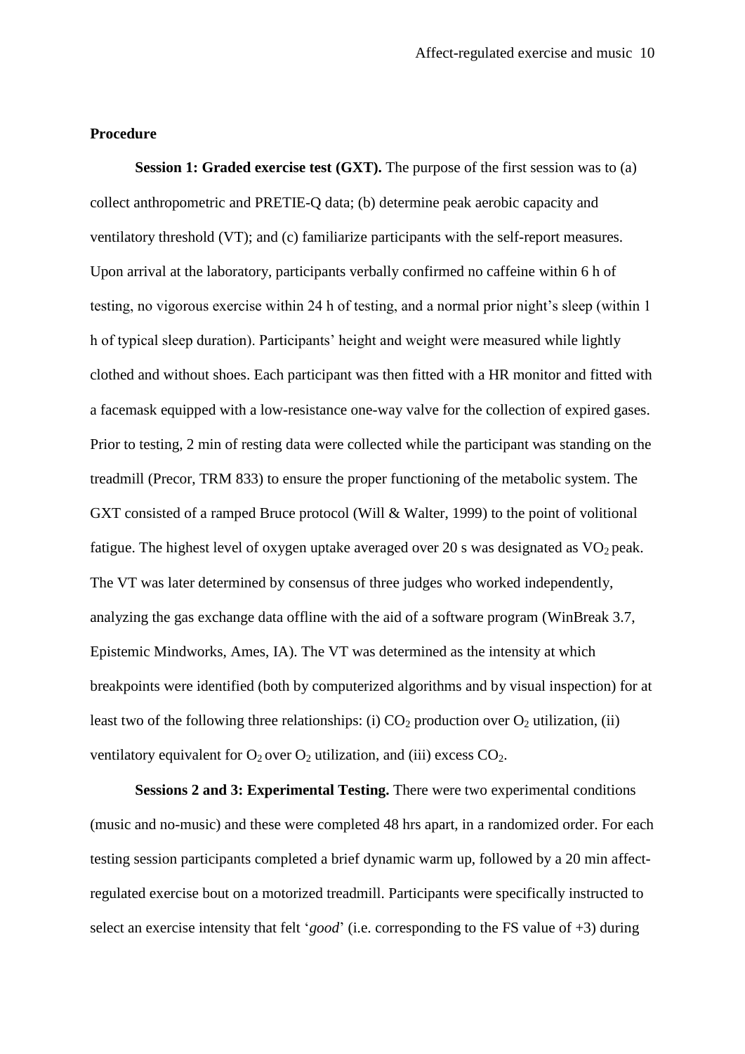**Procedure**

**Session 1: Graded exercise test (GXT).** The purpose of the first session was to (a) collect anthropometric and PRETIE-Q data; (b) determine peak aerobic capacity and ventilatory threshold (VT); and (c) familiarize participants with the self-report measures. Upon arrival at the laboratory, participants verbally confirmed no caffeine within 6 h of testing, no vigorous exercise within 24 h of testing, and a normal prior night's sleep (within 1 h of typical sleep duration). Participants' height and weight were measured while lightly clothed and without shoes. Each participant was then fitted with a HR monitor and fitted with a facemask equipped with a low-resistance one-way valve for the collection of expired gases. Prior to testing, 2 min of resting data were collected while the participant was standing on the treadmill (Precor, TRM 833) to ensure the proper functioning of the metabolic system. The GXT consisted of a ramped Bruce protocol (Will & Walter, 1999) to the point of volitional fatigue. The highest level of oxygen uptake averaged over 20 s was designated as $VO_2$ peak. The VT was later determined by consensus of three judges who worked independently, analyzing the gas exchange data offline with the aid of a software program (WinBreak 3.7, Epistemic Mindworks, Ames, IA). The VT was determined as the intensity at which breakpoints were identified (both by computerized algorithms and by visual inspection) for at least two of the following three relationships: (i) $CO_2$ production over $O_2$ utilization, (ii) ventilatory equivalent for $O_2$ over $O_2$ utilization, and (iii) excess $CO_2$.

**Sessions 2 and 3: Experimental Testing.** There were two experimental conditions (music and no-music) and these were completed 48 hrs apart, in a randomized order. For each testing session participants completed a brief dynamic warm up, followed by a 20 min affect-regulated exercise bout on a motorized treadmill. Participants were specifically instructed to select an exercise intensity that felt '*good*' (i.e. corresponding to the FS value of +3) during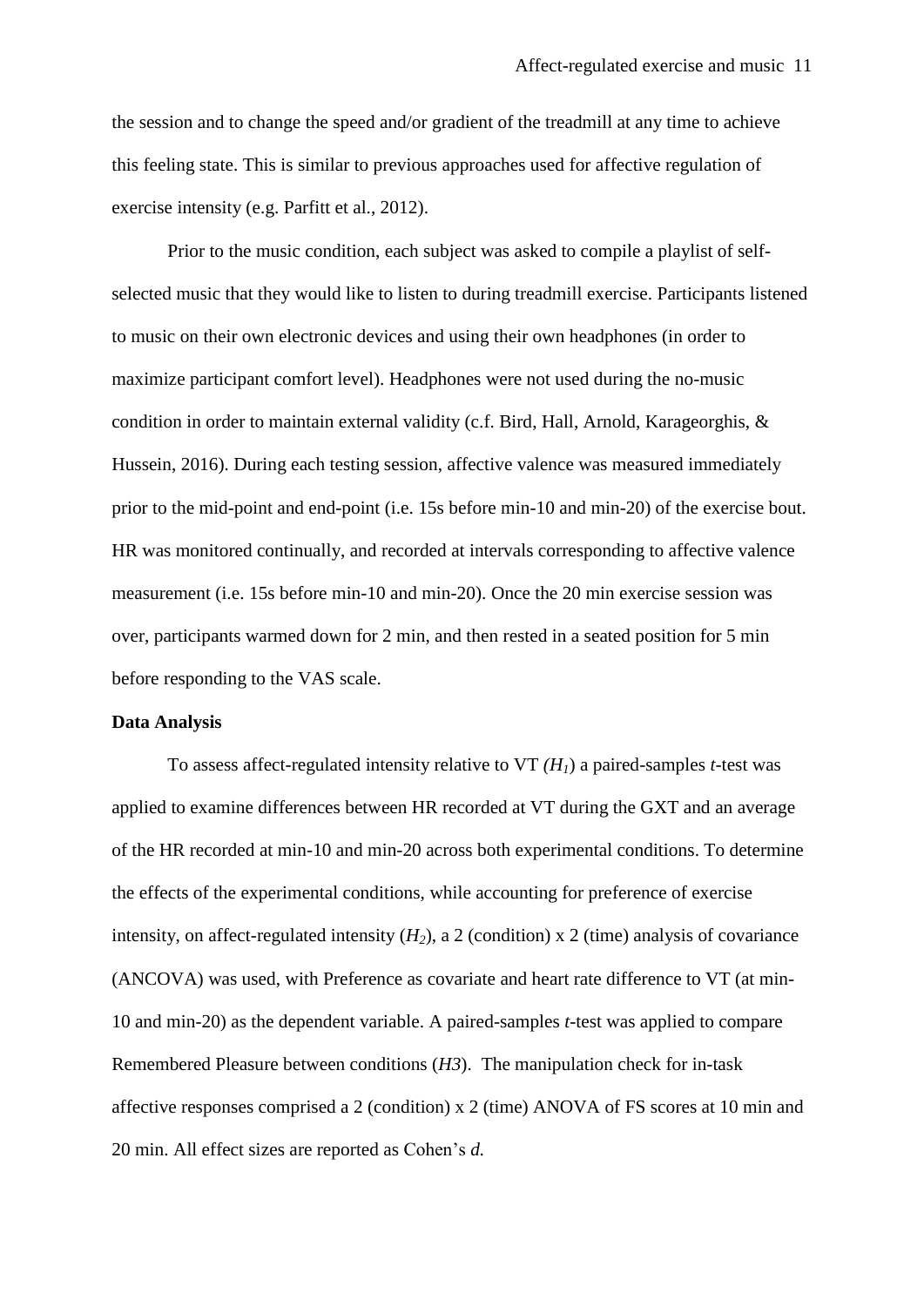the session and to change the speed and/or gradient of the treadmill at any time to achieve this feeling state. This is similar to previous approaches used for affective regulation of exercise intensity (e.g. Parfitt et al., 2012).

Prior to the music condition, each subject was asked to compile a playlist of self-selected music that they would like to listen to during treadmill exercise. Participants listened to music on their own electronic devices and using their own headphones (in order to maximize participant comfort level). Headphones were not used during the no-music condition in order to maintain external validity (c.f. Bird, Hall, Arnold, Karageorghis, & Hussein, 2016). During each testing session, affective valence was measured immediately prior to the mid-point and end-point (i.e. 15s before min-10 and min-20) of the exercise bout. HR was monitored continually, and recorded at intervals corresponding to affective valence measurement (i.e. 15s before min-10 and min-20). Once the 20 min exercise session was over, participants warmed down for 2 min, and then rested in a seated position for 5 min before responding to the VAS scale.

**Data Analysis**

To assess affect-regulated intensity relative to VT *($H_1$)* a paired-samples *t*-test was applied to examine differences between HR recorded at VT during the GXT and an average of the HR recorded at min-10 and min-20 across both experimental conditions. To determine the effects of the experimental conditions, while accounting for preference of exercise intensity, on affect-regulated intensity ($H_2$), a 2 (condition) x 2 (time) analysis of covariance (ANCOVA) was used, with Preference as covariate and heart rate difference to VT (at min-10 and min-20) as the dependent variable. A paired-samples *t*-test was applied to compare Remembered Pleasure between conditions (*H3*). The manipulation check for in-task affective responses comprised a 2 (condition) x 2 (time) ANOVA of FS scores at 10 min and 20 min. All effect sizes are reported as Cohen's *d.*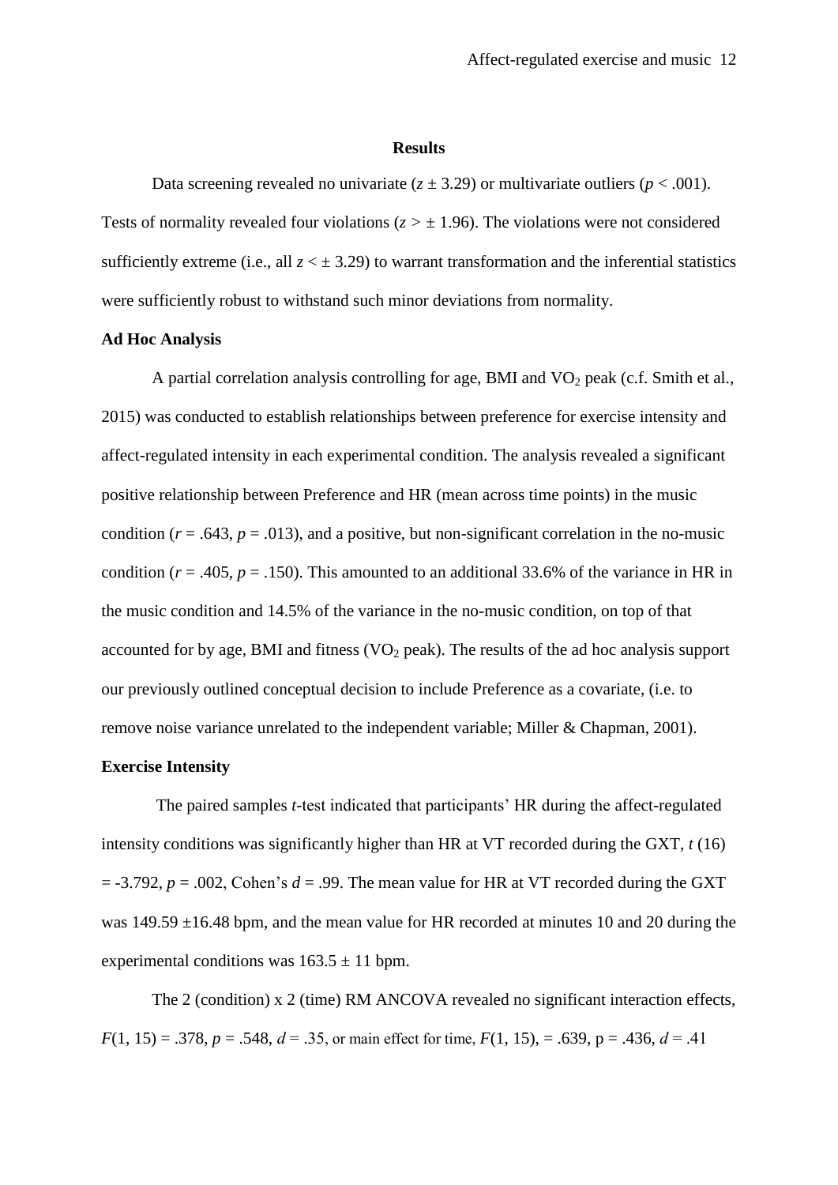## Results

Data screening revealed no univariate ($z \pm 3.29$) or multivariate outliers ($p < .001$). Tests of normality revealed four violations ($z > \pm 1.96$). The violations were not considered sufficiently extreme (i.e., all $z < \pm 3.29$) to warrant transformation and the inferential statistics were sufficiently robust to withstand such minor deviations from normality.

### Ad Hoc Analysis

A partial correlation analysis controlling for age, BMI and $VO_2$ peak (c.f. Smith et al., 2015) was conducted to establish relationships between preference for exercise intensity and affect-regulated intensity in each experimental condition. The analysis revealed a significant positive relationship between Preference and HR (mean across time points) in the music condition ($r = .643$, $p = .013$), and a positive, but non-significant correlation in the no-music condition ($r = .405$, $p = .150$). This amounted to an additional 33.6% of the variance in HR in the music condition and 14.5% of the variance in the no-music condition, on top of that accounted for by age, BMI and fitness ($VO_2$ peak). The results of the ad hoc analysis support our previously outlined conceptual decision to include Preference as a covariate, (i.e. to remove noise variance unrelated to the independent variable; Miller & Chapman, 2001).

### Exercise Intensity

The paired samples *t*-test indicated that participants' HR during the affect-regulated intensity conditions was significantly higher than HR at VT recorded during the GXT, $t\,(16) = -3.792$, $p = .002$, Cohen's $d = .99$. The mean value for HR at VT recorded during the GXT was 149.59 ±16.48 bpm, and the mean value for HR recorded at minutes 10 and 20 during the experimental conditions was 163.5 ± 11 bpm.

The 2 (condition) x 2 (time) RM ANCOVA revealed no significant interaction effects, $F(1, 15) = .378$, $p = .548$, $d = .35$, or main effect for time, $F(1, 15)$, $= .639$, $p = .436$, $d = .41$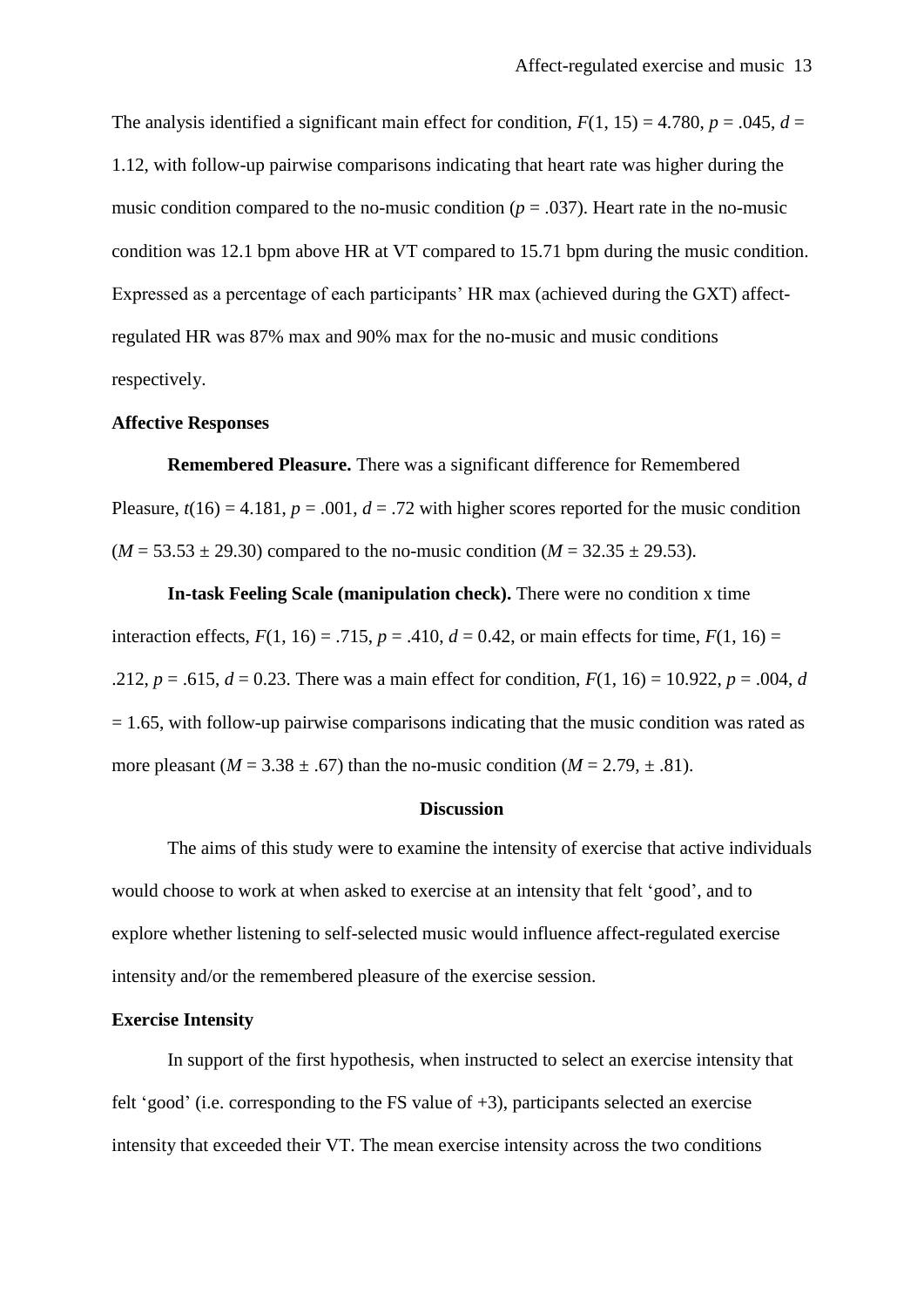The analysis identified a significant main effect for condition, $F(1, 15) = 4.780$, $p = .045$, $d = 1.12$, with follow-up pairwise comparisons indicating that heart rate was higher during the music condition compared to the no-music condition ($p = .037$). Heart rate in the no-music condition was 12.1 bpm above HR at VT compared to 15.71 bpm during the music condition. Expressed as a percentage of each participants' HR max (achieved during the GXT) affect-regulated HR was 87% max and 90% max for the no-music and music conditions respectively.

**Affective Responses**

**Remembered Pleasure.** There was a significant difference for Remembered Pleasure, $t(16) = 4.181$, $p = .001$, $d = .72$ with higher scores reported for the music condition ($M = 53.53 \pm 29.30$) compared to the no-music condition ($M = 32.35 \pm 29.53$).

**In-task Feeling Scale (manipulation check).** There were no condition x time interaction effects, $F(1, 16) = .715$, $p = .410$, $d = 0.42$, or main effects for time, $F(1, 16) = .212$, $p = .615$, $d = 0.23$. There was a main effect for condition, $F(1, 16) = 10.922$, $p = .004$, $d = 1.65$, with follow-up pairwise comparisons indicating that the music condition was rated as more pleasant ($M = 3.38 \pm .67$) than the no-music condition ($M = 2.79, \pm .81$).

## Discussion

The aims of this study were to examine the intensity of exercise that active individuals would choose to work at when asked to exercise at an intensity that felt 'good', and to explore whether listening to self-selected music would influence affect-regulated exercise intensity and/or the remembered pleasure of the exercise session.

**Exercise Intensity**

In support of the first hypothesis, when instructed to select an exercise intensity that felt 'good' (i.e. corresponding to the FS value of +3), participants selected an exercise intensity that exceeded their VT. The mean exercise intensity across the two conditions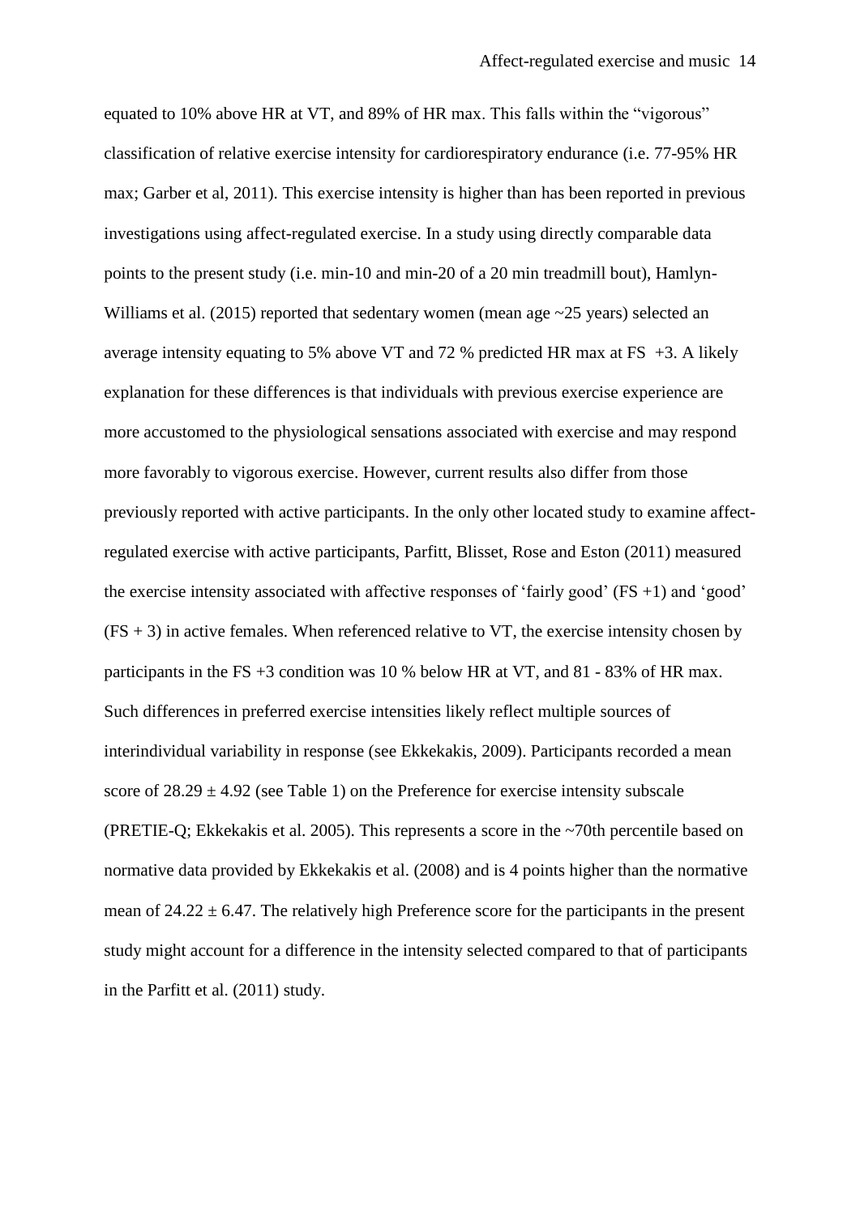equated to 10% above HR at VT, and 89% of HR max. This falls within the "vigorous" classification of relative exercise intensity for cardiorespiratory endurance (i.e. 77-95% HR max; Garber et al, 2011). This exercise intensity is higher than has been reported in previous investigations using affect-regulated exercise. In a study using directly comparable data points to the present study (i.e. min-10 and min-20 of a 20 min treadmill bout), Hamlyn-Williams et al. (2015) reported that sedentary women (mean age ~25 years) selected an average intensity equating to 5% above VT and 72 % predicted HR max at FS +3. A likely explanation for these differences is that individuals with previous exercise experience are more accustomed to the physiological sensations associated with exercise and may respond more favorably to vigorous exercise. However, current results also differ from those previously reported with active participants. In the only other located study to examine affect-regulated exercise with active participants, Parfitt, Blisset, Rose and Eston (2011) measured the exercise intensity associated with affective responses of 'fairly good' (FS +1) and 'good' (FS + 3) in active females. When referenced relative to VT, the exercise intensity chosen by participants in the FS +3 condition was 10 % below HR at VT, and 81 - 83% of HR max. Such differences in preferred exercise intensities likely reflect multiple sources of interindividual variability in response (see Ekkekakis, 2009). Participants recorded a mean score of $28.29 \pm 4.92$ (see Table 1) on the Preference for exercise intensity subscale (PRETIE-Q; Ekkekakis et al. 2005). This represents a score in the ~70th percentile based on normative data provided by Ekkekakis et al. (2008) and is 4 points higher than the normative mean of $24.22 \pm 6.47$. The relatively high Preference score for the participants in the present study might account for a difference in the intensity selected compared to that of participants in the Parfitt et al. (2011) study.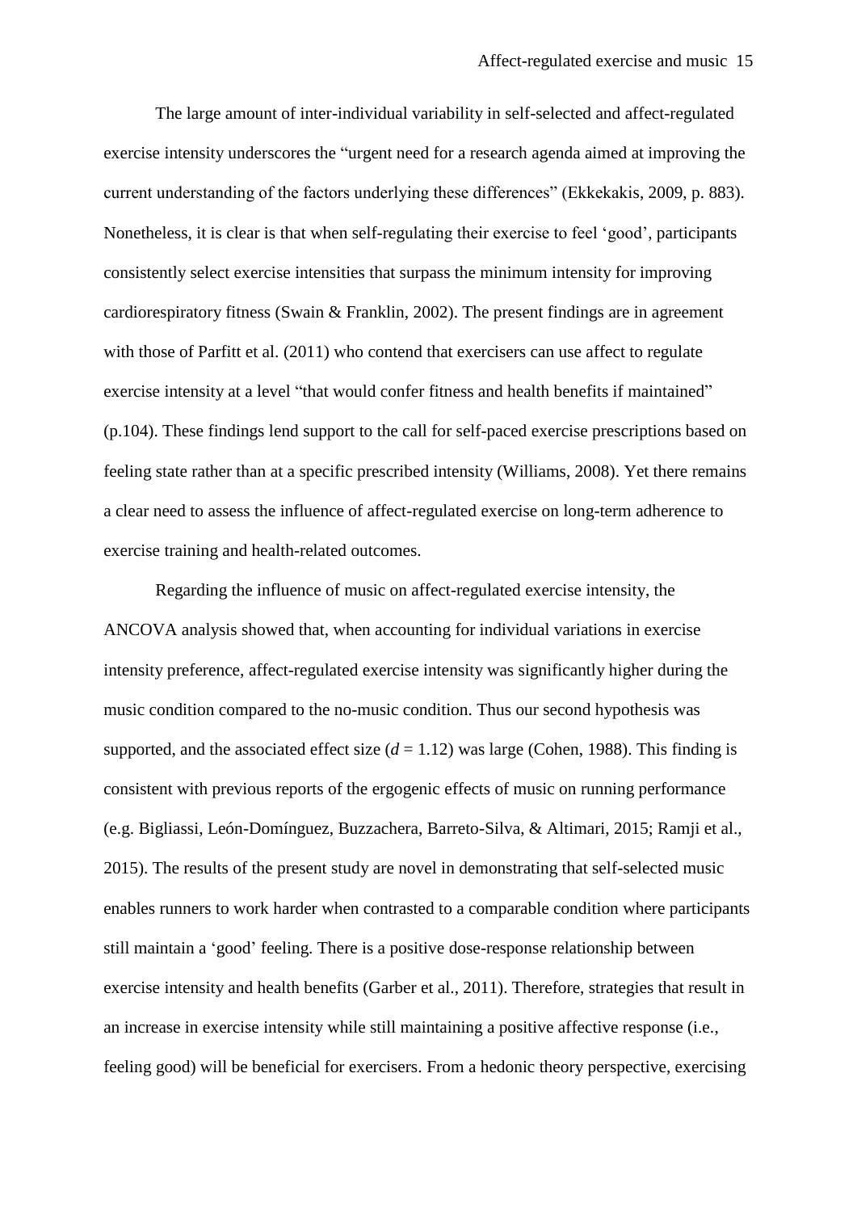The large amount of inter-individual variability in self-selected and affect-regulated exercise intensity underscores the "urgent need for a research agenda aimed at improving the current understanding of the factors underlying these differences" (Ekkekakis, 2009, p. 883). Nonetheless, it is clear is that when self-regulating their exercise to feel 'good', participants consistently select exercise intensities that surpass the minimum intensity for improving cardiorespiratory fitness (Swain & Franklin, 2002). The present findings are in agreement with those of Parfitt et al. (2011) who contend that exercisers can use affect to regulate exercise intensity at a level "that would confer fitness and health benefits if maintained" (p.104). These findings lend support to the call for self-paced exercise prescriptions based on feeling state rather than at a specific prescribed intensity (Williams, 2008). Yet there remains a clear need to assess the influence of affect-regulated exercise on long-term adherence to exercise training and health-related outcomes.

Regarding the influence of music on affect-regulated exercise intensity, the ANCOVA analysis showed that, when accounting for individual variations in exercise intensity preference, affect-regulated exercise intensity was significantly higher during the music condition compared to the no-music condition. Thus our second hypothesis was supported, and the associated effect size ($d = 1.12$) was large (Cohen, 1988). This finding is consistent with previous reports of the ergogenic effects of music on running performance (e.g. Bigliassi, León-Domínguez, Buzzachera, Barreto-Silva, & Altimari, 2015; Ramji et al., 2015). The results of the present study are novel in demonstrating that self-selected music enables runners to work harder when contrasted to a comparable condition where participants still maintain a 'good' feeling. There is a positive dose-response relationship between exercise intensity and health benefits (Garber et al., 2011). Therefore, strategies that result in an increase in exercise intensity while still maintaining a positive affective response (i.e., feeling good) will be beneficial for exercisers. From a hedonic theory perspective, exercising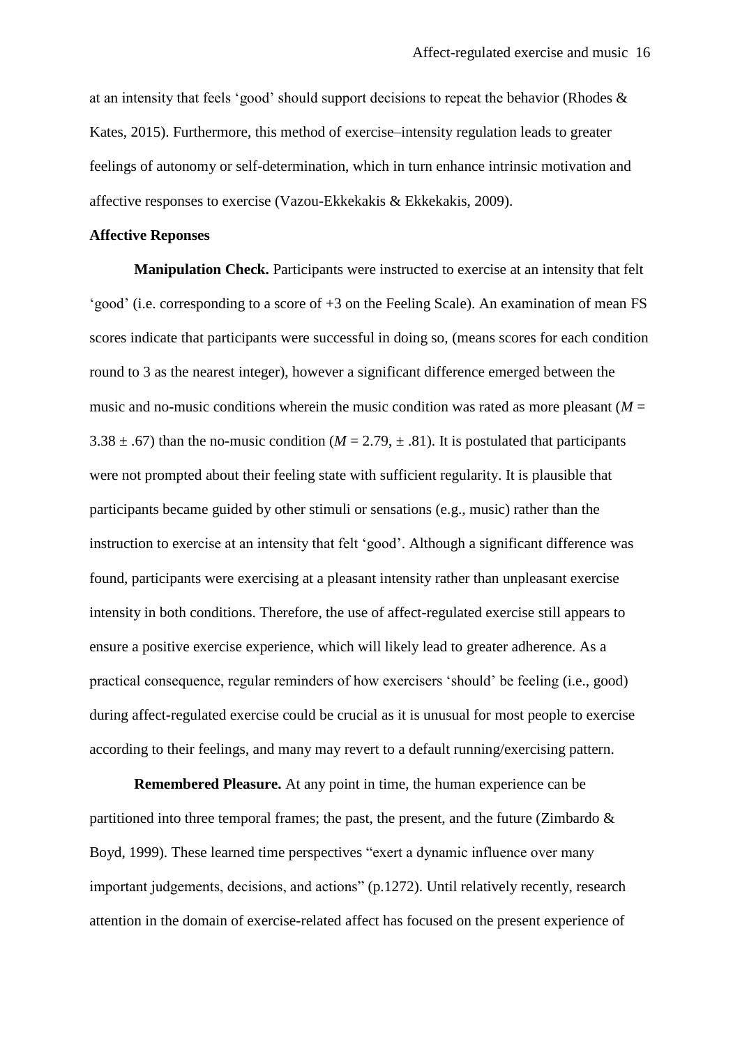at an intensity that feels 'good' should support decisions to repeat the behavior (Rhodes & Kates, 2015). Furthermore, this method of exercise–intensity regulation leads to greater feelings of autonomy or self-determination, which in turn enhance intrinsic motivation and affective responses to exercise (Vazou-Ekkekakis & Ekkekakis, 2009).

**Affective Reponses**

**Manipulation Check.** Participants were instructed to exercise at an intensity that felt 'good' (i.e. corresponding to a score of +3 on the Feeling Scale). An examination of mean FS scores indicate that participants were successful in doing so, (means scores for each condition round to 3 as the nearest integer), however a significant difference emerged between the music and no-music conditions wherein the music condition was rated as more pleasant ($M$ = 3.38 ± .67) than the no-music condition ($M$ = 2.79, ± .81). It is postulated that participants were not prompted about their feeling state with sufficient regularity. It is plausible that participants became guided by other stimuli or sensations (e.g., music) rather than the instruction to exercise at an intensity that felt 'good'. Although a significant difference was found, participants were exercising at a pleasant intensity rather than unpleasant exercise intensity in both conditions. Therefore, the use of affect-regulated exercise still appears to ensure a positive exercise experience, which will likely lead to greater adherence. As a practical consequence, regular reminders of how exercisers 'should' be feeling (i.e., good) during affect-regulated exercise could be crucial as it is unusual for most people to exercise according to their feelings, and many may revert to a default running/exercising pattern.

**Remembered Pleasure.** At any point in time, the human experience can be partitioned into three temporal frames; the past, the present, and the future (Zimbardo & Boyd, 1999). These learned time perspectives "exert a dynamic influence over many important judgements, decisions, and actions" (p.1272). Until relatively recently, research attention in the domain of exercise-related affect has focused on the present experience of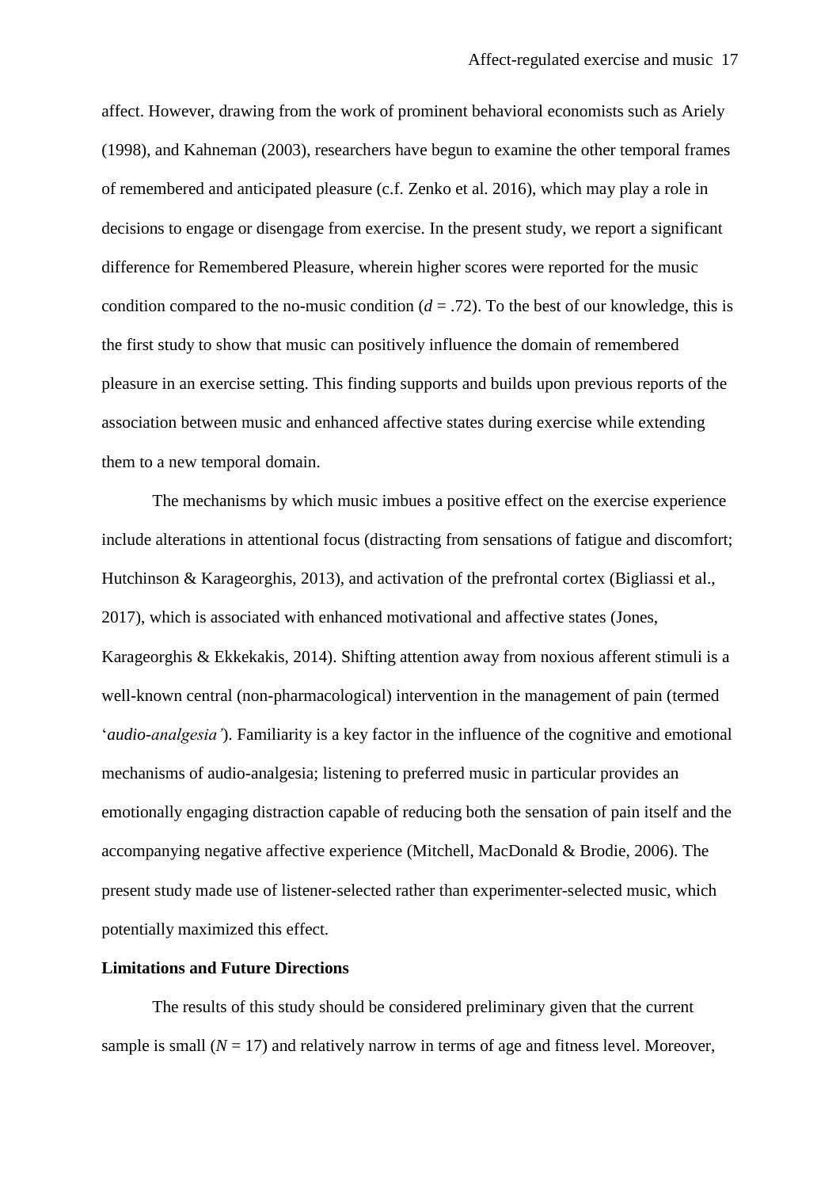affect. However, drawing from the work of prominent behavioral economists such as Ariely (1998), and Kahneman (2003), researchers have begun to examine the other temporal frames of remembered and anticipated pleasure (c.f. Zenko et al. 2016), which may play a role in decisions to engage or disengage from exercise. In the present study, we report a significant difference for Remembered Pleasure, wherein higher scores were reported for the music condition compared to the no-music condition ($d$ = .72). To the best of our knowledge, this is the first study to show that music can positively influence the domain of remembered pleasure in an exercise setting. This finding supports and builds upon previous reports of the association between music and enhanced affective states during exercise while extending them to a new temporal domain.

The mechanisms by which music imbues a positive effect on the exercise experience include alterations in attentional focus (distracting from sensations of fatigue and discomfort; Hutchinson & Karageorghis, 2013), and activation of the prefrontal cortex (Bigliassi et al., 2017), which is associated with enhanced motivational and affective states (Jones, Karageorghis & Ekkekakis, 2014). Shifting attention away from noxious afferent stimuli is a well-known central (non-pharmacological) intervention in the management of pain (termed '*audio-analgesia'*). Familiarity is a key factor in the influence of the cognitive and emotional mechanisms of audio-analgesia; listening to preferred music in particular provides an emotionally engaging distraction capable of reducing both the sensation of pain itself and the accompanying negative affective experience (Mitchell, MacDonald & Brodie, 2006). The present study made use of listener-selected rather than experimenter-selected music, which potentially maximized this effect.

**Limitations and Future Directions**

The results of this study should be considered preliminary given that the current sample is small ($N$ = 17) and relatively narrow in terms of age and fitness level. Moreover,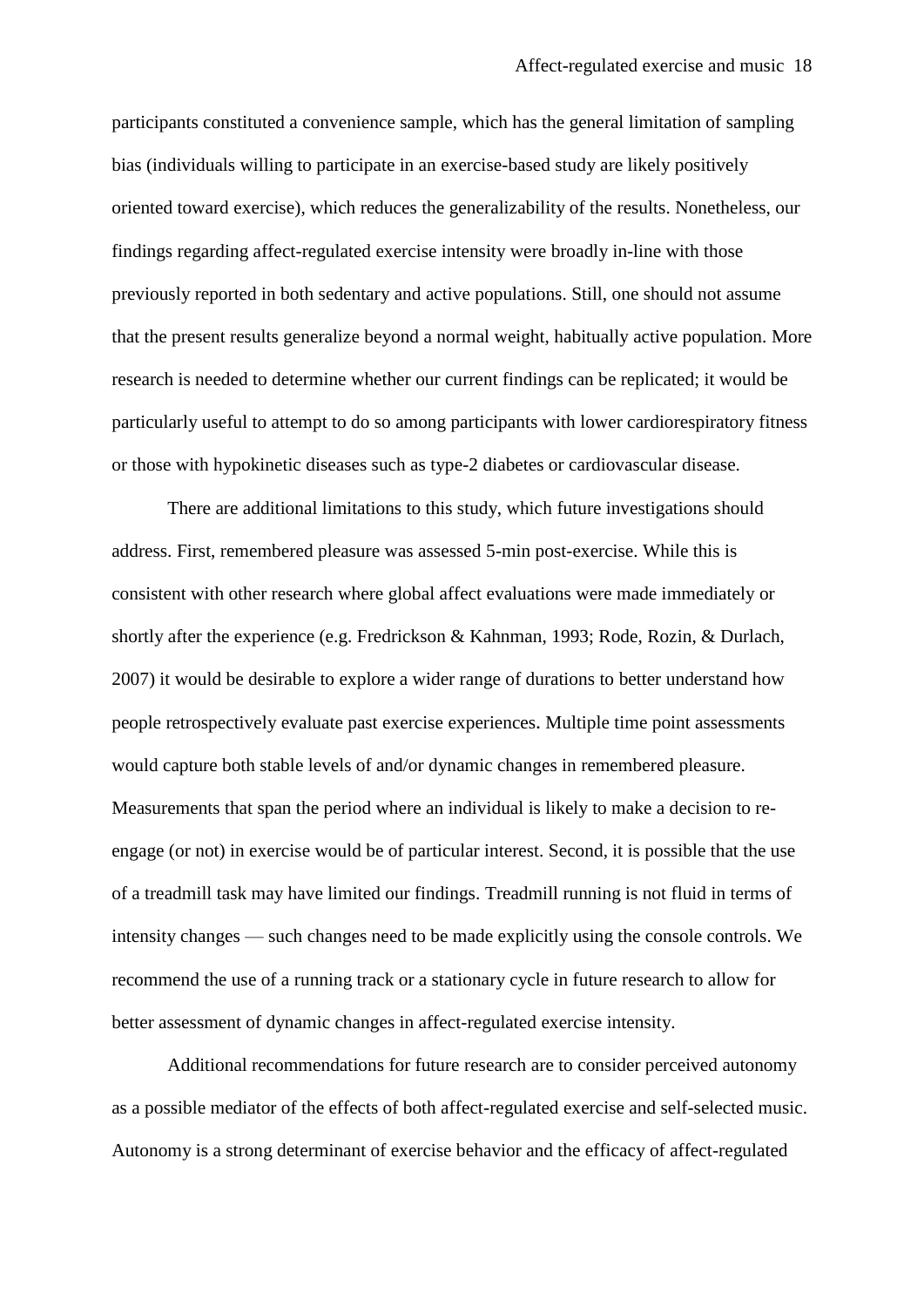participants constituted a convenience sample, which has the general limitation of sampling bias (individuals willing to participate in an exercise-based study are likely positively oriented toward exercise), which reduces the generalizability of the results. Nonetheless, our findings regarding affect-regulated exercise intensity were broadly in-line with those previously reported in both sedentary and active populations. Still, one should not assume that the present results generalize beyond a normal weight, habitually active population. More research is needed to determine whether our current findings can be replicated; it would be particularly useful to attempt to do so among participants with lower cardiorespiratory fitness or those with hypokinetic diseases such as type-2 diabetes or cardiovascular disease.

There are additional limitations to this study, which future investigations should address. First, remembered pleasure was assessed 5-min post-exercise. While this is consistent with other research where global affect evaluations were made immediately or shortly after the experience (e.g. Fredrickson & Kahnman, 1993; Rode, Rozin, & Durlach, 2007) it would be desirable to explore a wider range of durations to better understand how people retrospectively evaluate past exercise experiences. Multiple time point assessments would capture both stable levels of and/or dynamic changes in remembered pleasure. Measurements that span the period where an individual is likely to make a decision to re-engage (or not) in exercise would be of particular interest. Second, it is possible that the use of a treadmill task may have limited our findings. Treadmill running is not fluid in terms of intensity changes — such changes need to be made explicitly using the console controls. We recommend the use of a running track or a stationary cycle in future research to allow for better assessment of dynamic changes in affect-regulated exercise intensity.

Additional recommendations for future research are to consider perceived autonomy as a possible mediator of the effects of both affect-regulated exercise and self-selected music. Autonomy is a strong determinant of exercise behavior and the efficacy of affect-regulated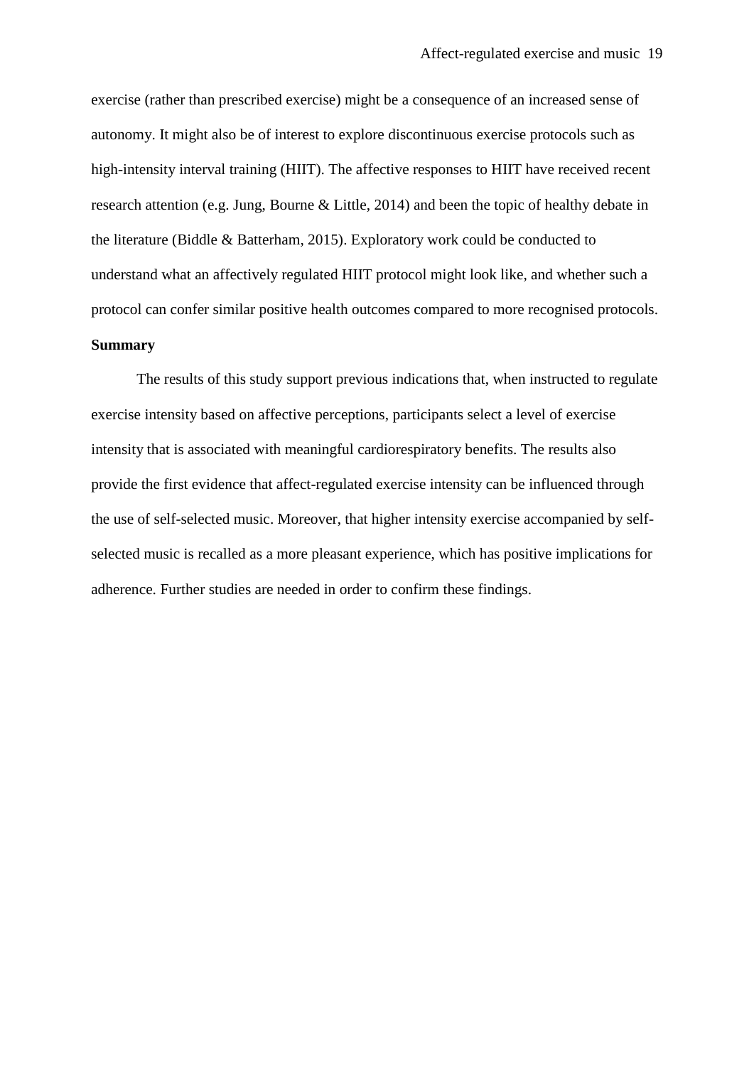exercise (rather than prescribed exercise) might be a consequence of an increased sense of autonomy. It might also be of interest to explore discontinuous exercise protocols such as high-intensity interval training (HIIT). The affective responses to HIIT have received recent research attention (e.g. Jung, Bourne & Little, 2014) and been the topic of healthy debate in the literature (Biddle & Batterham, 2015). Exploratory work could be conducted to understand what an affectively regulated HIIT protocol might look like, and whether such a protocol can confer similar positive health outcomes compared to more recognised protocols.

**Summary**

The results of this study support previous indications that, when instructed to regulate exercise intensity based on affective perceptions, participants select a level of exercise intensity that is associated with meaningful cardiorespiratory benefits. The results also provide the first evidence that affect-regulated exercise intensity can be influenced through the use of self-selected music. Moreover, that higher intensity exercise accompanied by self-selected music is recalled as a more pleasant experience, which has positive implications for adherence. Further studies are needed in order to confirm these findings.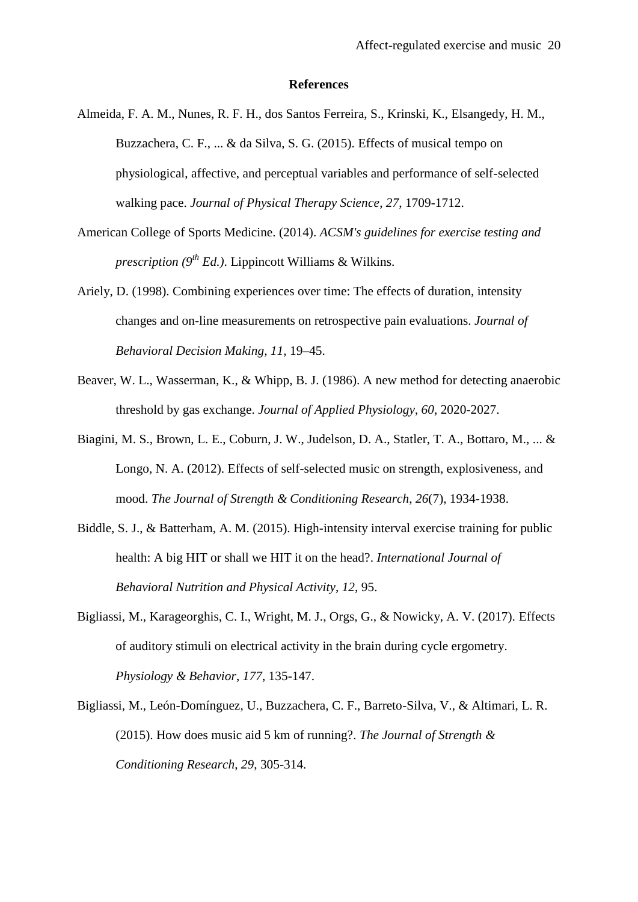## References

Almeida, F. A. M., Nunes, R. F. H., dos Santos Ferreira, S., Krinski, K., Elsangedy, H. M., Buzzachera, C. F., ... & da Silva, S. G. (2015). Effects of musical tempo on physiological, affective, and perceptual variables and performance of self-selected walking pace. *Journal of Physical Therapy Science*, *27*, 1709-1712.

American College of Sports Medicine. (2014). *ACSM's guidelines for exercise testing and prescription (9th Ed.)*. Lippincott Williams & Wilkins.

Ariely, D. (1998). Combining experiences over time: The effects of duration, intensity changes and on-line measurements on retrospective pain evaluations. *Journal of Behavioral Decision Making, 11*, 19–45.

Beaver, W. L., Wasserman, K., & Whipp, B. J. (1986). A new method for detecting anaerobic threshold by gas exchange. *Journal of Applied Physiology*, *60*, 2020-2027.

Biagini, M. S., Brown, L. E., Coburn, J. W., Judelson, D. A., Statler, T. A., Bottaro, M., ... & Longo, N. A. (2012). Effects of self-selected music on strength, explosiveness, and mood. *The Journal of Strength & Conditioning Research*, *26*(7), 1934-1938.

Biddle, S. J., & Batterham, A. M. (2015). High-intensity interval exercise training for public health: A big HIT or shall we HIT it on the head?. *International Journal of Behavioral Nutrition and Physical Activity*, *12*, 95.

Bigliassi, M., Karageorghis, C. I., Wright, M. J., Orgs, G., & Nowicky, A. V. (2017). Effects of auditory stimuli on electrical activity in the brain during cycle ergometry. *Physiology & Behavior*, *177*, 135-147.

Bigliassi, M., León-Domínguez, U., Buzzachera, C. F., Barreto-Silva, V., & Altimari, L. R. (2015). How does music aid 5 km of running?. *The Journal of Strength & Conditioning Research*, *29*, 305-314.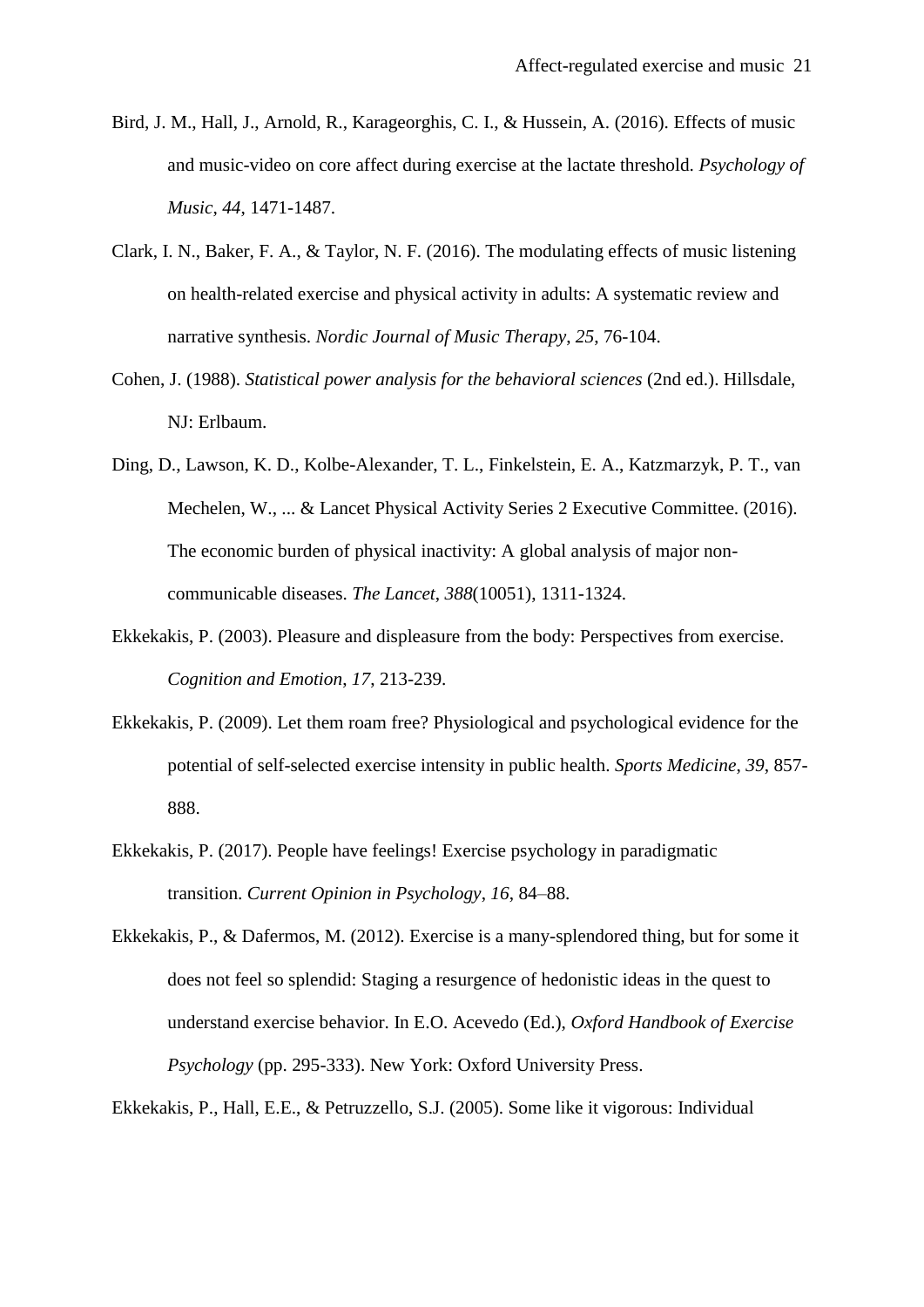Bird, J. M., Hall, J., Arnold, R., Karageorghis, C. I., & Hussein, A. (2016). Effects of music and music-video on core affect during exercise at the lactate threshold. *Psychology of Music*, *44*, 1471-1487.

Clark, I. N., Baker, F. A., & Taylor, N. F. (2016). The modulating effects of music listening on health-related exercise and physical activity in adults: A systematic review and narrative synthesis. *Nordic Journal of Music Therapy*, *25*, 76-104.

Cohen, J. (1988). *Statistical power analysis for the behavioral sciences* (2nd ed.). Hillsdale, NJ: Erlbaum.

Ding, D., Lawson, K. D., Kolbe-Alexander, T. L., Finkelstein, E. A., Katzmarzyk, P. T., van Mechelen, W., ... & Lancet Physical Activity Series 2 Executive Committee. (2016). The economic burden of physical inactivity: A global analysis of major non-communicable diseases. *The Lancet*, *388*(10051), 1311-1324.

Ekkekakis, P. (2003). Pleasure and displeasure from the body: Perspectives from exercise. *Cognition and Emotion*, *17*, 213-239.

Ekkekakis, P. (2009). Let them roam free? Physiological and psychological evidence for the potential of self-selected exercise intensity in public health. *Sports Medicine*, *39*, 857-888.

Ekkekakis, P. (2017). People have feelings! Exercise psychology in paradigmatic transition. *Current Opinion in Psychology*, *16*, 84–88.

Ekkekakis, P., & Dafermos, M. (2012). Exercise is a many-splendored thing, but for some it does not feel so splendid: Staging a resurgence of hedonistic ideas in the quest to understand exercise behavior. In E.O. Acevedo (Ed.), *Oxford Handbook of Exercise Psychology* (pp. 295-333). New York: Oxford University Press.

Ekkekakis, P., Hall, E.E., & Petruzzello, S.J. (2005). Some like it vigorous: Individual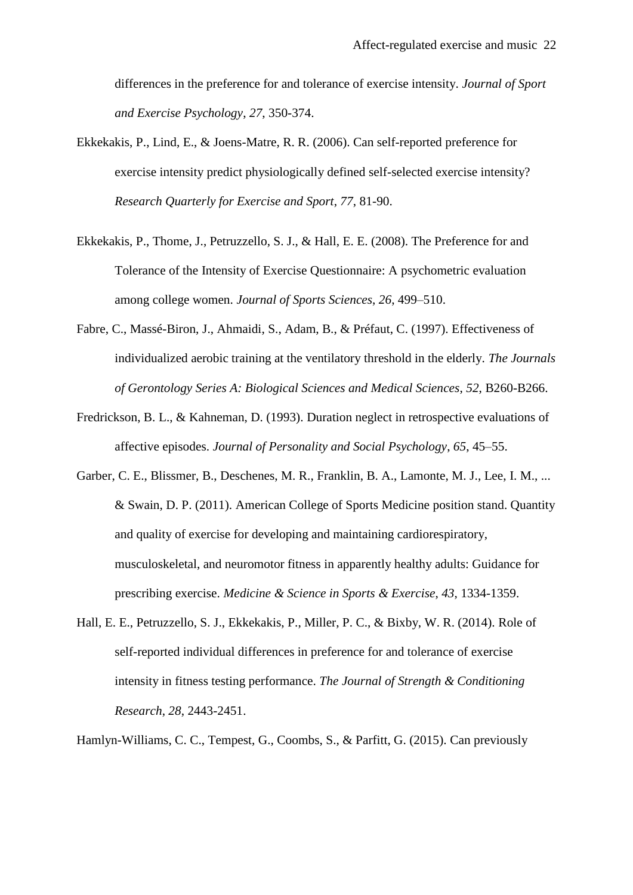differences in the preference for and tolerance of exercise intensity. *Journal of Sport and Exercise Psychology*, *27*, 350-374.

Ekkekakis, P., Lind, E., & Joens-Matre, R. R. (2006). Can self-reported preference for exercise intensity predict physiologically defined self-selected exercise intensity? *Research Quarterly for Exercise and Sport*, *77*, 81-90.

Ekkekakis, P., Thome, J., Petruzzello, S. J., & Hall, E. E. (2008). The Preference for and Tolerance of the Intensity of Exercise Questionnaire: A psychometric evaluation among college women. *Journal of Sports Sciences*, *26*, 499–510.

Fabre, C., Massé-Biron, J., Ahmaidi, S., Adam, B., & Préfaut, C. (1997). Effectiveness of individualized aerobic training at the ventilatory threshold in the elderly. *The Journals of Gerontology Series A: Biological Sciences and Medical Sciences*, *52*, B260-B266.

Fredrickson, B. L., & Kahneman, D. (1993). Duration neglect in retrospective evaluations of affective episodes. *Journal of Personality and Social Psychology*, *65*, 45–55.

Garber, C. E., Blissmer, B., Deschenes, M. R., Franklin, B. A., Lamonte, M. J., Lee, I. M., ... & Swain, D. P. (2011). American College of Sports Medicine position stand. Quantity and quality of exercise for developing and maintaining cardiorespiratory, musculoskeletal, and neuromotor fitness in apparently healthy adults: Guidance for prescribing exercise. *Medicine & Science in Sports & Exercise*, *43*, 1334-1359.

Hall, E. E., Petruzzello, S. J., Ekkekakis, P., Miller, P. C., & Bixby, W. R. (2014). Role of self-reported individual differences in preference for and tolerance of exercise intensity in fitness testing performance. *The Journal of Strength & Conditioning Research*, *28*, 2443-2451.

Hamlyn-Williams, C. C., Tempest, G., Coombs, S., & Parfitt, G. (2015). Can previously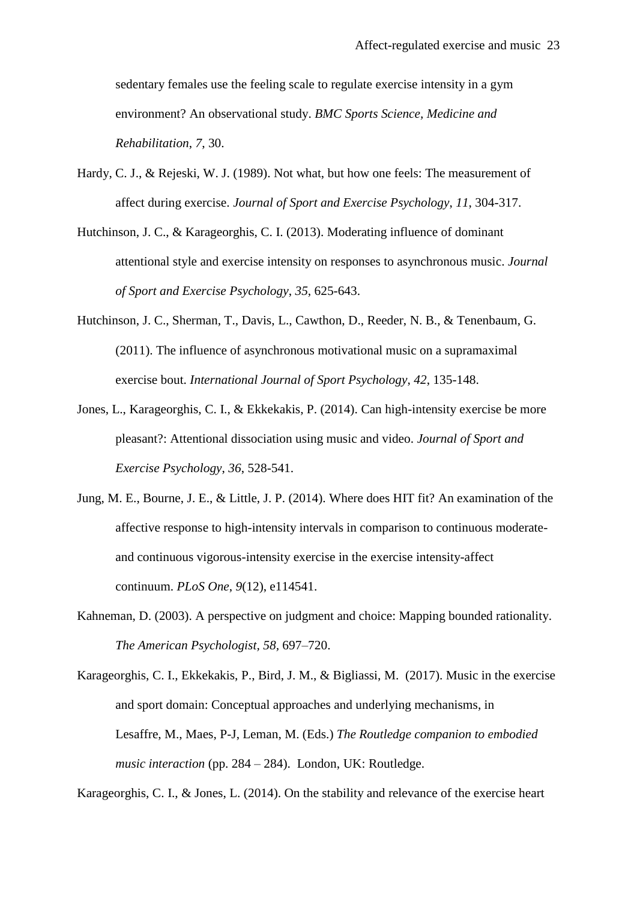sedentary females use the feeling scale to regulate exercise intensity in a gym environment? An observational study. *BMC Sports Science, Medicine and Rehabilitation*, *7*, 30.

Hardy, C. J., & Rejeski, W. J. (1989). Not what, but how one feels: The measurement of affect during exercise. *Journal of Sport and Exercise Psychology*, *11*, 304-317.

Hutchinson, J. C., & Karageorghis, C. I. (2013). Moderating influence of dominant attentional style and exercise intensity on responses to asynchronous music. *Journal of Sport and Exercise Psychology*, *35*, 625-643.

Hutchinson, J. C., Sherman, T., Davis, L., Cawthon, D., Reeder, N. B., & Tenenbaum, G. (2011). The influence of asynchronous motivational music on a supramaximal exercise bout. *International Journal of Sport Psychology*, *42*, 135-148.

Jones, L., Karageorghis, C. I., & Ekkekakis, P. (2014). Can high-intensity exercise be more pleasant?: Attentional dissociation using music and video. *Journal of Sport and Exercise Psychology*, *36*, 528-541.

Jung, M. E., Bourne, J. E., & Little, J. P. (2014). Where does HIT fit? An examination of the affective response to high-intensity intervals in comparison to continuous moderate- and continuous vigorous-intensity exercise in the exercise intensity-affect continuum. *PLoS One*, *9*(12), e114541.

Kahneman, D. (2003). A perspective on judgment and choice: Mapping bounded rationality. *The American Psychologist, 58,* 697–720.

Karageorghis, C. I., Ekkekakis, P., Bird, J. M., & Bigliassi, M. (2017). Music in the exercise and sport domain: Conceptual approaches and underlying mechanisms, in Lesaffre, M., Maes, P-J, Leman, M. (Eds.) *The Routledge companion to embodied music interaction* (pp. 284 – 284). London, UK: Routledge.

Karageorghis, C. I., & Jones, L. (2014). On the stability and relevance of the exercise heart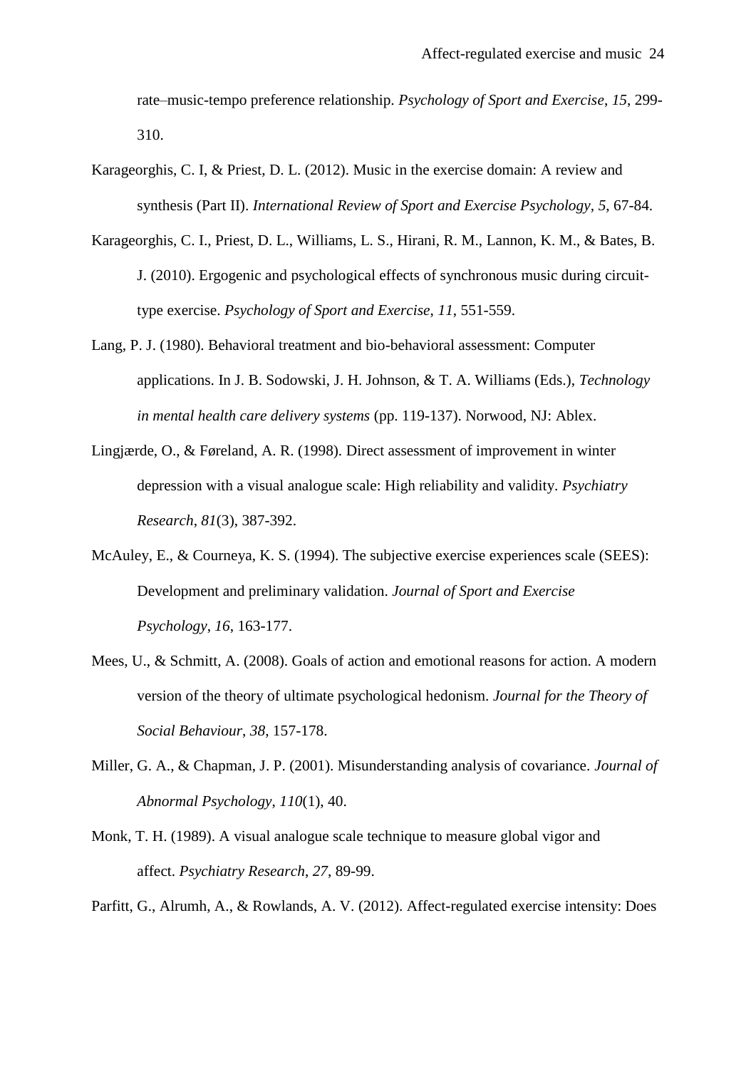rate–music-tempo preference relationship. *Psychology of Sport and Exercise*, *15*, 299-310.

Karageorghis, C. I, & Priest, D. L. (2012). Music in the exercise domain: A review and synthesis (Part II). *International Review of Sport and Exercise Psychology, 5*, 67-84.

Karageorghis, C. I., Priest, D. L., Williams, L. S., Hirani, R. M., Lannon, K. M., & Bates, B. J. (2010). Ergogenic and psychological effects of synchronous music during circuit-type exercise. *Psychology of Sport and Exercise*, *11*, 551-559.

Lang, P. J. (1980). Behavioral treatment and bio-behavioral assessment: Computer applications. In J. B. Sodowski, J. H. Johnson, & T. A. Williams (Eds.), *Technology in mental health care delivery systems* (pp. 119-137). Norwood, NJ: Ablex.

Lingjærde, O., & Føreland, A. R. (1998). Direct assessment of improvement in winter depression with a visual analogue scale: High reliability and validity. *Psychiatry Research*, *81*(3), 387-392.

McAuley, E., & Courneya, K. S. (1994). The subjective exercise experiences scale (SEES): Development and preliminary validation. *Journal of Sport and Exercise Psychology*, *16*, 163-177.

Mees, U., & Schmitt, A. (2008). Goals of action and emotional reasons for action. A modern version of the theory of ultimate psychological hedonism. *Journal for the Theory of Social Behaviour*, *38*, 157-178.

Miller, G. A., & Chapman, J. P. (2001). Misunderstanding analysis of covariance. *Journal of Abnormal Psychology*, *110*(1), 40.

Monk, T. H. (1989). A visual analogue scale technique to measure global vigor and affect. *Psychiatry Research*, *27*, 89-99.

Parfitt, G., Alrumh, A., & Rowlands, A. V. (2012). Affect-regulated exercise intensity: Does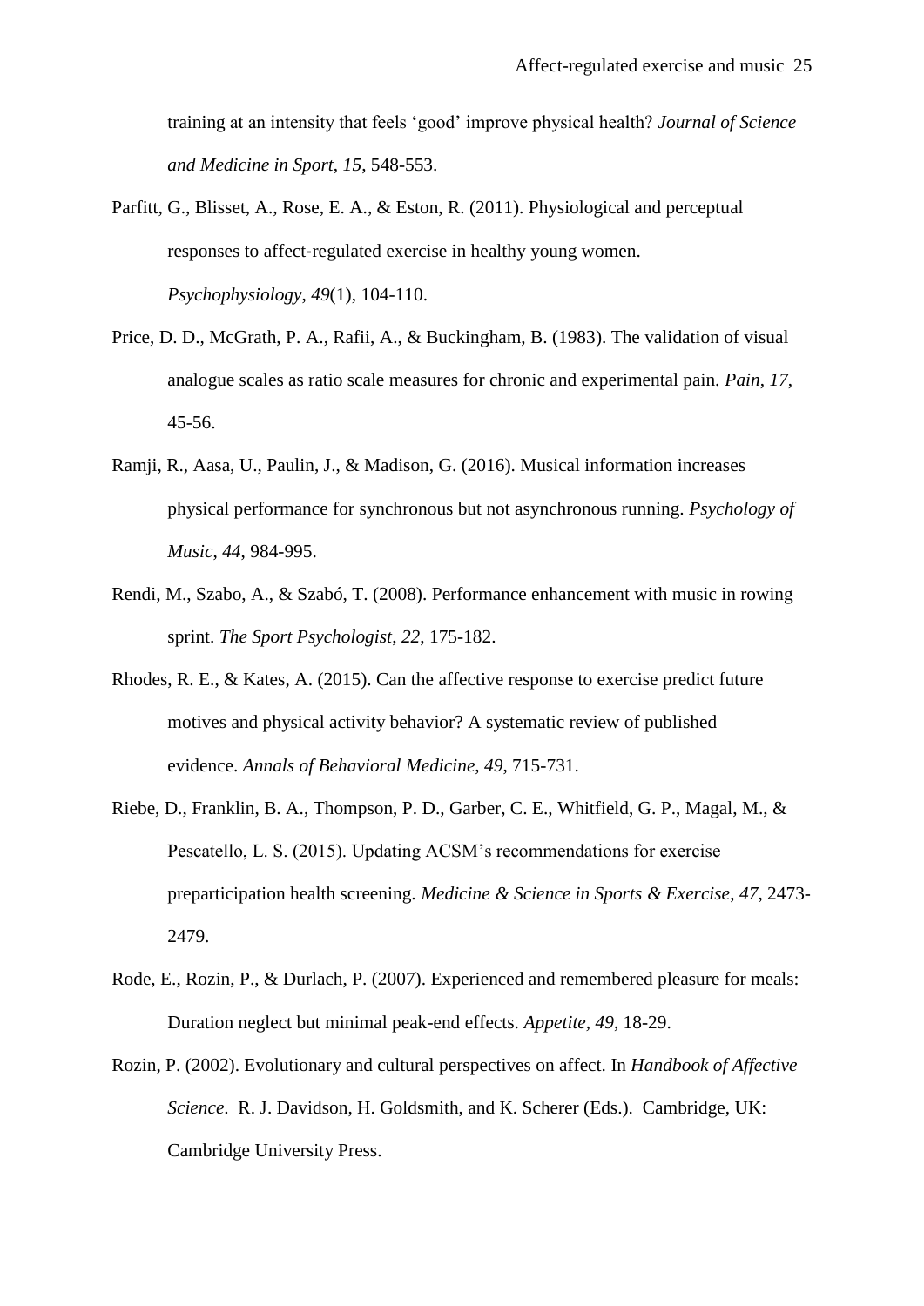training at an intensity that feels 'good' improve physical health? *Journal of Science and Medicine in Sport*, *15*, 548-553.

Parfitt, G., Blisset, A., Rose, E. A., & Eston, R. (2011). Physiological and perceptual responses to affect-regulated exercise in healthy young women. *Psychophysiology*, *49*(1), 104-110.

Price, D. D., McGrath, P. A., Rafii, A., & Buckingham, B. (1983). The validation of visual analogue scales as ratio scale measures for chronic and experimental pain. *Pain*, *17*, 45-56.

Ramji, R., Aasa, U., Paulin, J., & Madison, G. (2016). Musical information increases physical performance for synchronous but not asynchronous running. *Psychology of Music*, *44*, 984-995.

Rendi, M., Szabo, A., & Szabó, T. (2008). Performance enhancement with music in rowing sprint. *The Sport Psychologist*, *22*, 175-182.

Rhodes, R. E., & Kates, A. (2015). Can the affective response to exercise predict future motives and physical activity behavior? A systematic review of published evidence. *Annals of Behavioral Medicine*, *49*, 715-731.

Riebe, D., Franklin, B. A., Thompson, P. D., Garber, C. E., Whitfield, G. P., Magal, M., & Pescatello, L. S. (2015). Updating ACSM's recommendations for exercise preparticipation health screening. *Medicine & Science in Sports & Exercise*, *47*, 2473-2479.

Rode, E., Rozin, P., & Durlach, P. (2007). Experienced and remembered pleasure for meals: Duration neglect but minimal peak-end effects. *Appetite*, *49*, 18-29.

Rozin, P. (2002). Evolutionary and cultural perspectives on affect. In *Handbook of Affective Science*. R. J. Davidson, H. Goldsmith, and K. Scherer (Eds.). Cambridge, UK: Cambridge University Press.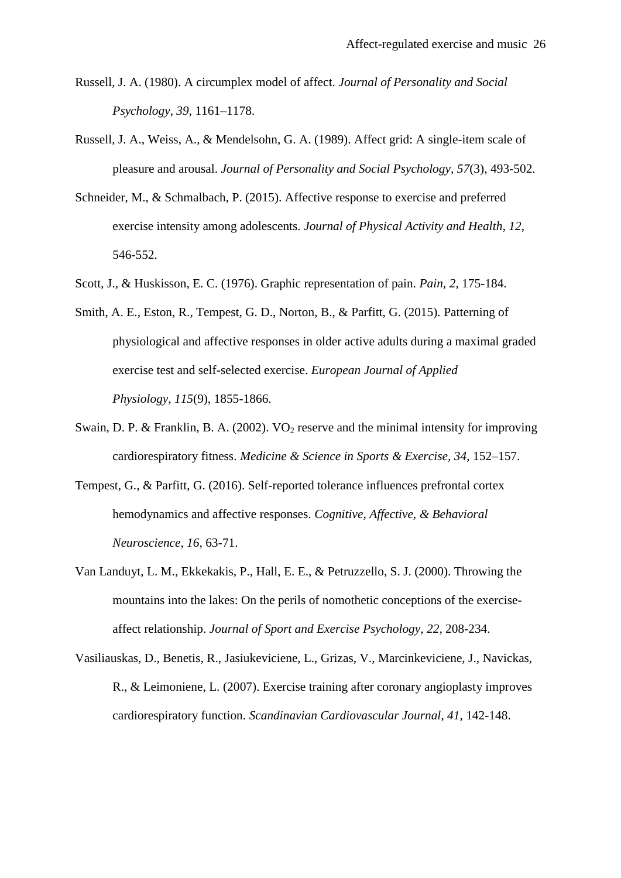Russell, J. A. (1980). A circumplex model of affect. *Journal of Personality and Social Psychology*, *39*, 1161–1178.

Russell, J. A., Weiss, A., & Mendelsohn, G. A. (1989). Affect grid: A single-item scale of pleasure and arousal. *Journal of Personality and Social Psychology*, *57*(3), 493-502.

Schneider, M., & Schmalbach, P. (2015). Affective response to exercise and preferred exercise intensity among adolescents. *Journal of Physical Activity and Health*, *12*, 546-552.

Scott, J., & Huskisson, E. C. (1976). Graphic representation of pain. *Pain*, *2*, 175-184.

Smith, A. E., Eston, R., Tempest, G. D., Norton, B., & Parfitt, G. (2015). Patterning of physiological and affective responses in older active adults during a maximal graded exercise test and self-selected exercise. *European Journal of Applied Physiology*, *115*(9), 1855-1866.

Swain, D. P. & Franklin, B. A. (2002). $VO_2$ reserve and the minimal intensity for improving cardiorespiratory fitness. *Medicine & Science in Sports & Exercise*, *34*, 152–157.

Tempest, G., & Parfitt, G. (2016). Self-reported tolerance influences prefrontal cortex hemodynamics and affective responses. *Cognitive, Affective, & Behavioral Neuroscience*, *16*, 63-71.

Van Landuyt, L. M., Ekkekakis, P., Hall, E. E., & Petruzzello, S. J. (2000). Throwing the mountains into the lakes: On the perils of nomothetic conceptions of the exercise-affect relationship. *Journal of Sport and Exercise Psychology*, *22*, 208-234.

Vasiliauskas, D., Benetis, R., Jasiukeviciene, L., Grizas, V., Marcinkeviciene, J., Navickas, R., & Leimoniene, L. (2007). Exercise training after coronary angioplasty improves cardiorespiratory function. *Scandinavian Cardiovascular Journal*, *41*, 142-148.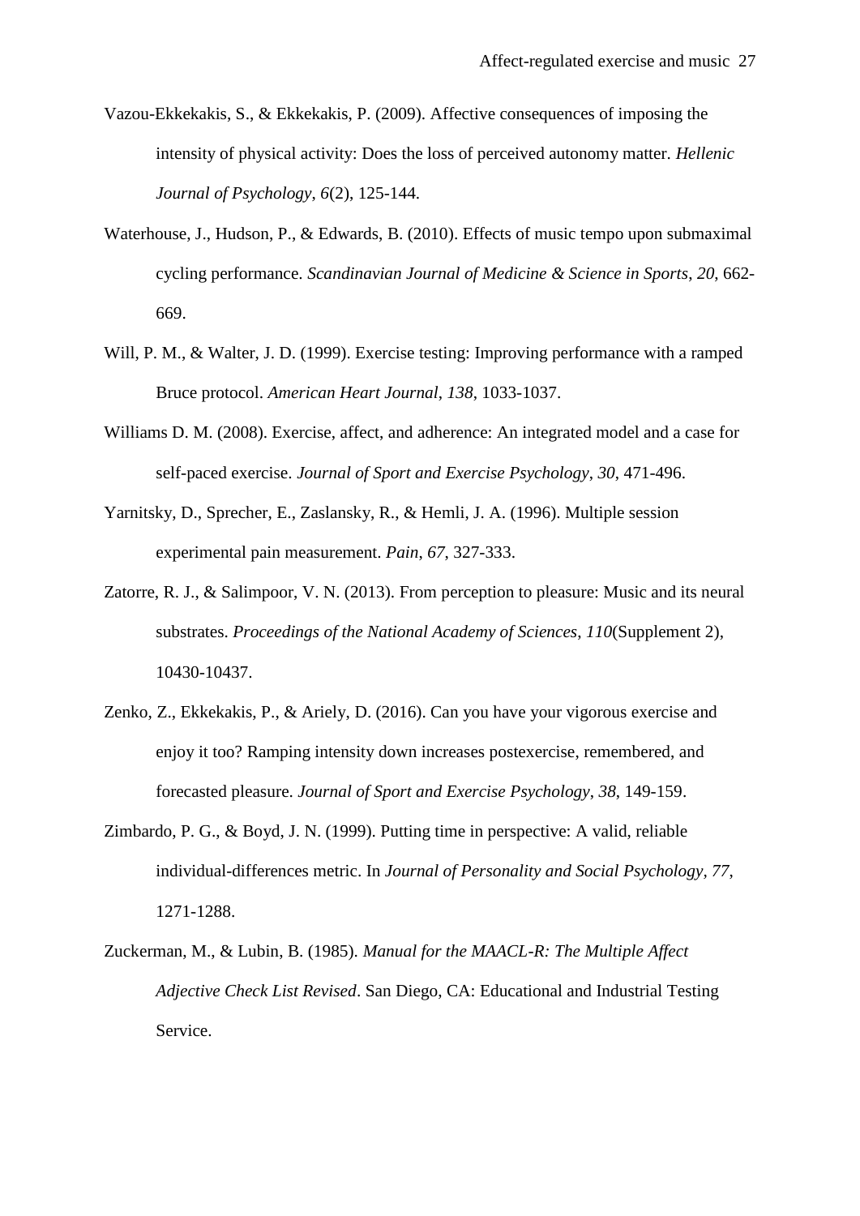Vazou-Ekkekakis, S., & Ekkekakis, P. (2009). Affective consequences of imposing the intensity of physical activity: Does the loss of perceived autonomy matter. *Hellenic Journal of Psychology*, *6*(2), 125-144.

Waterhouse, J., Hudson, P., & Edwards, B. (2010). Effects of music tempo upon submaximal cycling performance. *Scandinavian Journal of Medicine & Science in Sports*, *20*, 662-669.

Will, P. M., & Walter, J. D. (1999). Exercise testing: Improving performance with a ramped Bruce protocol. *American Heart Journal*, *138*, 1033-1037.

Williams D. M. (2008). Exercise, affect, and adherence: An integrated model and a case for self-paced exercise. *Journal of Sport and Exercise Psychology*, *30*, 471-496.

Yarnitsky, D., Sprecher, E., Zaslansky, R., & Hemli, J. A. (1996). Multiple session experimental pain measurement. *Pain*, *67*, 327-333.

Zatorre, R. J., & Salimpoor, V. N. (2013). From perception to pleasure: Music and its neural substrates. *Proceedings of the National Academy of Sciences*, *110*(Supplement 2), 10430-10437.

Zenko, Z., Ekkekakis, P., & Ariely, D. (2016). Can you have your vigorous exercise and enjoy it too? Ramping intensity down increases postexercise, remembered, and forecasted pleasure. *Journal of Sport and Exercise Psychology*, *38*, 149-159.

Zimbardo, P. G., & Boyd, J. N. (1999). Putting time in perspective: A valid, reliable individual-differences metric. In *Journal of Personality and Social Psychology*, *77*, 1271-1288.

Zuckerman, M., & Lubin, B. (1985). *Manual for the MAACL-R: The Multiple Affect Adjective Check List Revised*. San Diego, CA: Educational and Industrial Testing Service.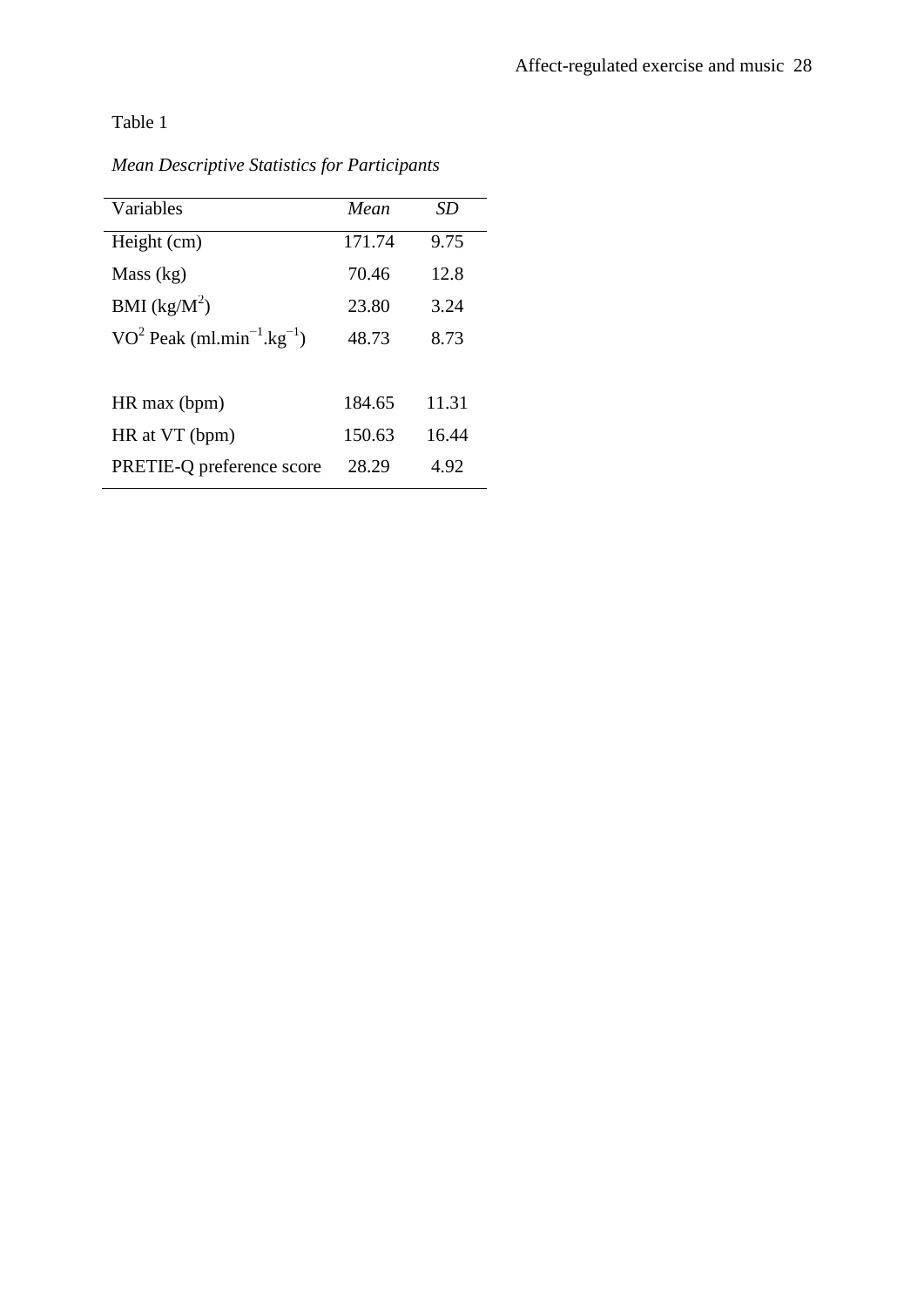Table 1

*Mean Descriptive Statistics for Participants*

| Variables | *Mean* | *SD* |
|---|---|---|
| Height (cm) | 171.74 | 9.75 |
| Mass (kg) | 70.46 | 12.8 |
| BMI ($kg/M^2$) | 23.80 | 3.24 |
| $VO^2$ Peak ($ml.min^{-1}.kg^{-1}$) | 48.73 | 8.73 |
| | | |
| HR max (bpm) | 184.65 | 11.31 |
| HR at VT (bpm) | 150.63 | 16.44 |
| PRETIE-Q preference score | 28.29 | 4.92 |